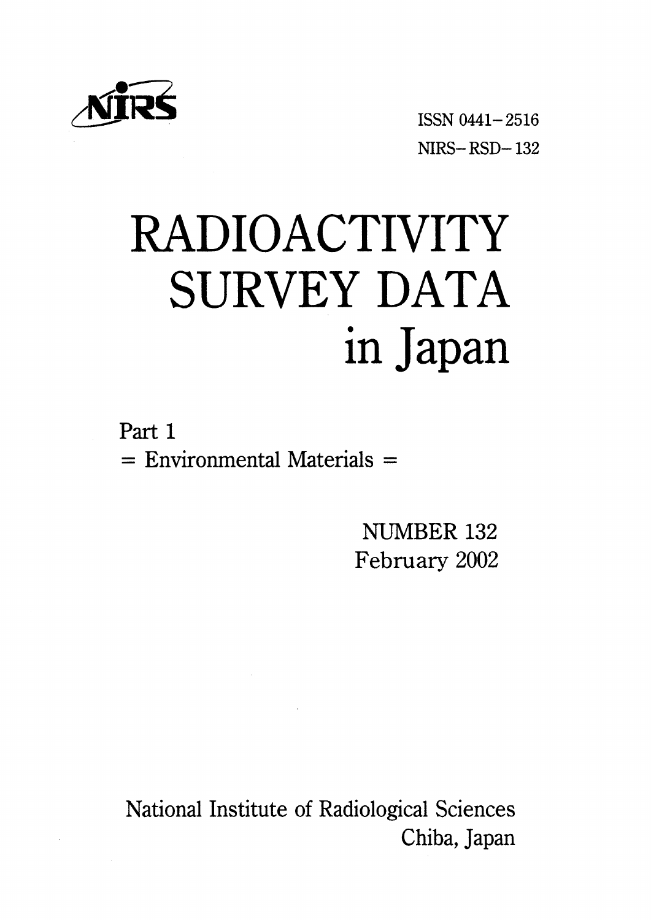NIRS

ISSN 0441-2516

NIRS-RSD-132

# RADIOACTIVITY SURVEY DATA in Japan

Part 1

= Environmental Materials =

NUMBER 132

February 2002

National Institute of Radiological Sciences

Chiba, Japan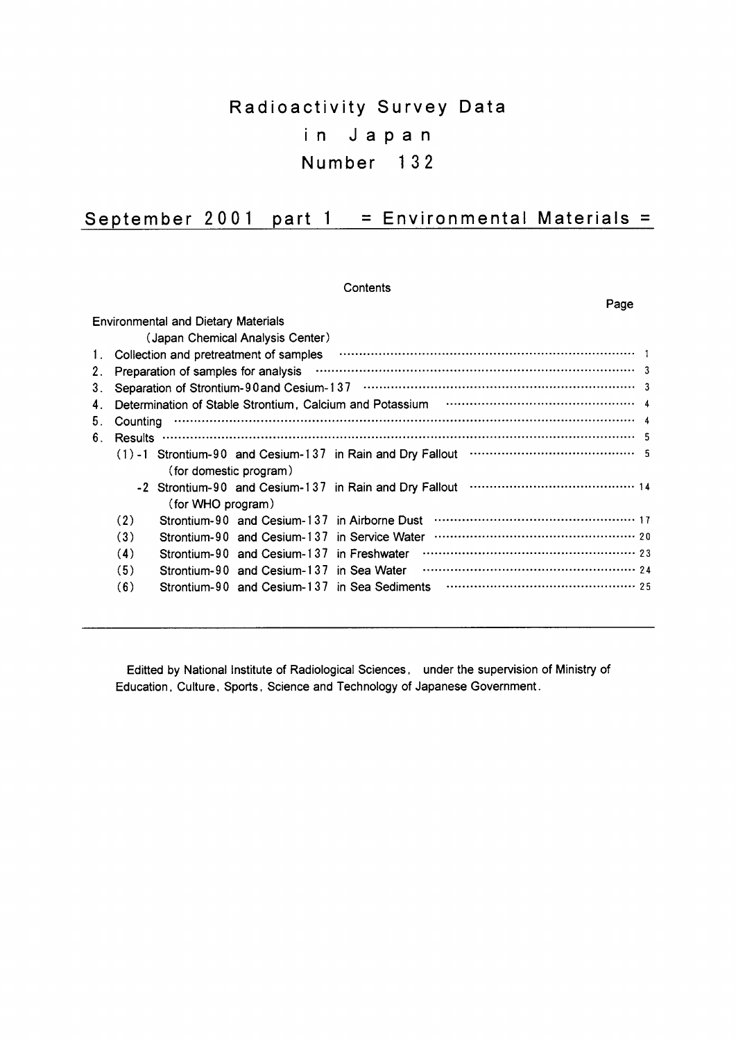# Radioactivity Survey Data in Japan Number 132

## September 2001 part 1 = Environmental Materials =

Contents

| | Page |
|---|---|
| Environmental and Dietary Materials (Japan Chemical Analysis Center) | |
| 1. Collection and pretreatment of samples | 1 |
| 2. Preparation of samples for analysis | 3 |
| 3. Separation of Strontium-90 and Cesium-137 | 3 |
| 4. Determination of Stable Strontium, Calcium and Potassium | 4 |
| 5. Counting | 4 |
| 6. Results | 5 |
| (1)-1 Strontium-90 and Cesium-137 in Rain and Dry Fallout (for domestic program) | 5 |
| -2 Strontium-90 and Cesium-137 in Rain and Dry Fallout (for WHO program) | 14 |
| (2) Strontium-90 and Cesium-137 in Airborne Dust | 17 |
| (3) Strontium-90 and Cesium-137 in Service Water | 20 |
| (4) Strontium-90 and Cesium-137 in Freshwater | 23 |
| (5) Strontium-90 and Cesium-137 in Sea Water | 24 |
| (6) Strontium-90 and Cesium-137 in Sea Sediments | 25 |

---

Editted by National Institute of Radiological Sciences, under the supervision of Ministry of Education, Culture, Sports, Science and Technology of Japanese Government.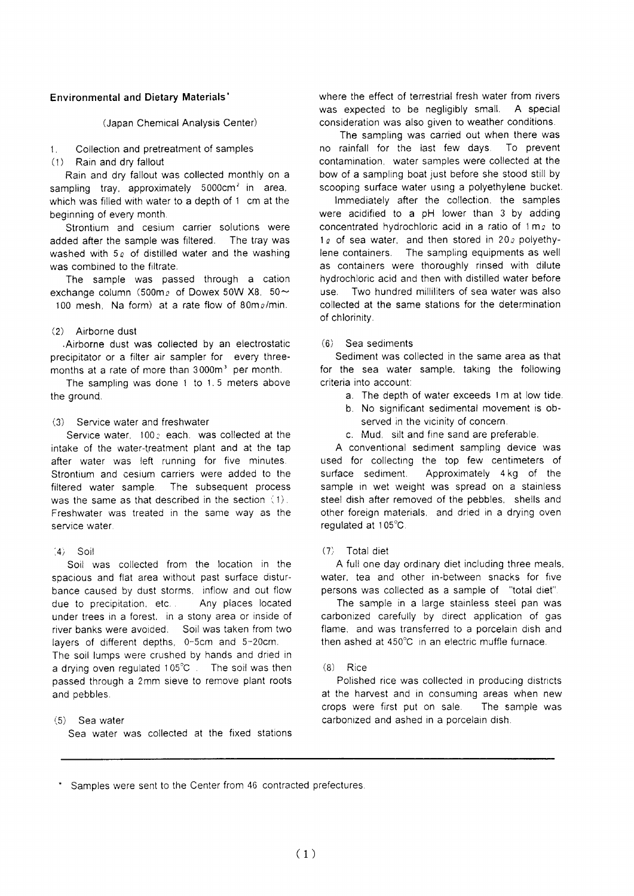## Environmental and Dietary Materials*

(Japan Chemical Analysis Center)

1. Collection and pretreatment of samples

(1) Rain and dry fallout

Rain and dry fallout was collected monthly on a sampling tray, approximately 5000cm$^2$ in area, which was filled with water to a depth of 1 cm at the beginning of every month.

Strontium and cesium carrier solutions were added after the sample was filtered. The tray was washed with 5ℓ of distilled water and the washing was combined to the filtrate.

The sample was passed through a cation exchange column (500mℓ of Dowex 50W X8, 50~100 mesh, Na form) at a rate flow of 80mℓ/min.

(2) Airborne dust

Airborne dust was collected by an electrostatic precipitator or a filter air sampler for every three-months at a rate of more than 3000m$^3$ per month.

The sampling was done 1 to 1.5 meters above the ground.

(3) Service water and freshwater

Service water, 100ℓ each, was collected at the intake of the water-treatment plant and at the tap after water was left running for five minutes. Strontium and cesium carriers were added to the filtered water sample. The subsequent process was the same as that described in the section (1). Freshwater was treated in the same way as the service water.

(4) Soil

Soil was collected from the location in the spacious and flat area without past surface disturbance caused by dust storms, inflow and out flow due to precipitation, etc.. Any places located under trees in a forest, in a stony area or inside of river banks were avoided. Soil was taken from two layers of different depths, 0-5cm and 5-20cm. The soil lumps were crushed by hands and dried in a drying oven regulated 105℃. The soil was then passed through a 2mm sieve to remove plant roots and pebbles.

(5) Sea water

Sea water was collected at the fixed stations where the effect of terrestrial fresh water from rivers was expected to be negligibly small. A special consideration was also given to weather conditions.

The sampling was carried out when there was no rainfall for the last few days. To prevent contamination, water samples were collected at the bow of a sampling boat just before she stood still by scooping surface water using a polyethylene bucket.

Immediately after the collection, the samples were acidified to a pH lower than 3 by adding concentrated hydrochloric acid in a ratio of 1mℓ to 1ℓ of sea water, and then stored in 20ℓ polyethylene containers. The sampling equipments as well as containers were thoroughly rinsed with dilute hydrochloric acid and then with distilled water before use. Two hundred milliliters of sea water was also collected at the same stations for the determination of chlorinity.

(6) Sea sediments

Sediment was collected in the same area as that for the sea water sample, taking the following criteria into account:

a. The depth of water exceeds 1m at low tide.
b. No significant sedimental movement is observed in the vicinity of concern.
c. Mud, silt and fine sand are preferable.

A conventional sediment sampling device was used for collecting the top few centimeters of surface sediment. Approximately 4kg of the sample in wet weight was spread on a stainless steel dish after removed of the pebbles, shells and other foreign materials, and dried in a drying oven regulated at 105℃.

(7) Total diet

A full one day ordinary diet including three meals, water, tea and other in-between snacks for five persons was collected as a sample of "total diet".

The sample in a large stainless steel pan was carbonized carefully by direct application of gas flame, and was transferred to a porcelain dish and then ashed at 450℃ in an electric muffle furnace.

(8) Rice

Polished rice was collected in producing districts at the harvest and in consuming areas when new crops were first put on sale. The sample was carbonized and ashed in a porcelain dish.

---

* Samples were sent to the Center from 46 contracted prefectures.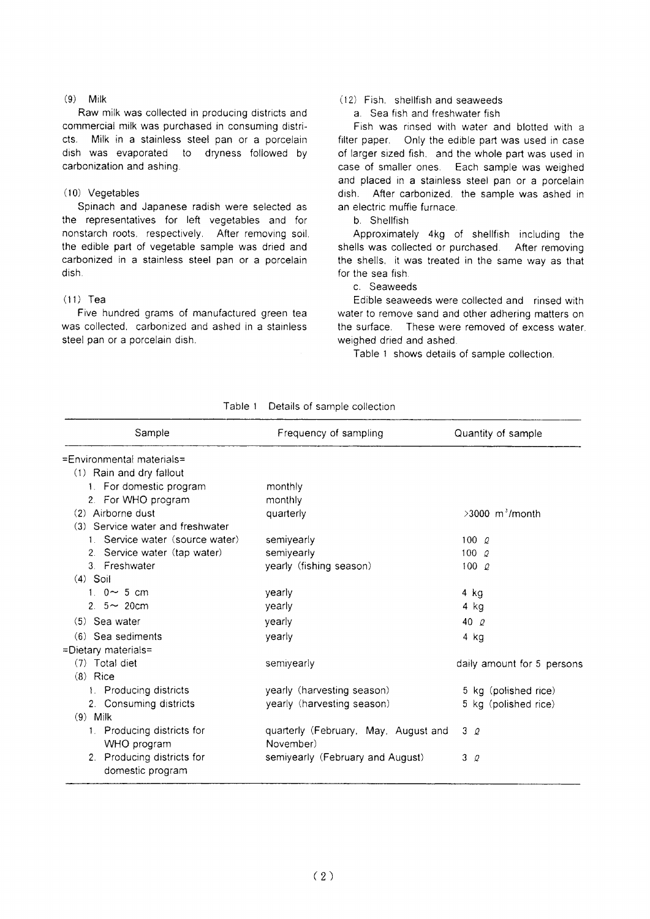(9) Milk

Raw milk was collected in producing districts and commercial milk was purchased in consuming districts. Milk in a stainless steel pan or a porcelain dish was evaporated to dryness followed by carbonization and ashing.

(10) Vegetables

Spinach and Japanese radish were selected as the representatives for left vegetables and for nonstarch roots, respectively. After removing soil, the edible part of vegetable sample was dried and carbonized in a stainless steel pan or a porcelain dish.

(11) Tea

Five hundred grams of manufactured green tea was collected, carbonized and ashed in a stainless steel pan or a porcelain dish.

(12) Fish, shellfish and seaweeds

a. Sea fish and freshwater fish

Fish was rinsed with water and blotted with a filter paper. Only the edible part was used in case of larger sized fish, and the whole part was used in case of smaller ones. Each sample was weighed and placed in a stainless steel pan or a porcelain dish. After carbonized, the sample was ashed in an electric muffle furnace.

b. Shellfish

Approximately 4kg of shellfish including the shells was collected or purchased. After removing the shells, it was treated in the same way as that for the sea fish.

c. Seaweeds

Edible seaweeds were collected and rinsed with water to remove sand and other adhering matters on the surface. These were removed of excess water, weighed dried and ashed.

Table 1 shows details of sample collection.

Table 1 Details of sample collection

| Sample | Frequency of sampling | Quantity of sample |
|---|---|---|
| =Environmental materials= | | |
| (1) Rain and dry fallout | | |
| 1. For domestic program | monthly | |
| 2. For WHO program | monthly | |
| (2) Airborne dust | quarterly | >3000 $m^3$/month |
| (3) Service water and freshwater | | |
| 1. Service water (source water) | semiyearly | 100 ℓ |
| 2. Service water (tap water) | semiyearly | 100 ℓ |
| 3. Freshwater | yearly (fishing season) | 100 ℓ |
| (4) Soil | | |
| 1. 0～ 5 cm | yearly | 4 kg |
| 2. 5～ 20cm | yearly | 4 kg |
| (5) Sea water | yearly | 40 ℓ |
| (6) Sea sediments | yearly | 4 kg |
| =Dietary materials= | | |
| (7) Total diet | semiyearly | daily amount for 5 persons |
| (8) Rice | | |
| 1. Producing districts | yearly (harvesting season) | 5 kg (polished rice) |
| 2. Consuming districts | yearly (harvesting season) | 5 kg (polished rice) |
| (9) Milk | | |
| 1. Producing districts for WHO program | quarterly (February, May, August and November) | 3 ℓ |
| 2. Producing districts for domestic program | semiyearly (February and August) | 3 ℓ |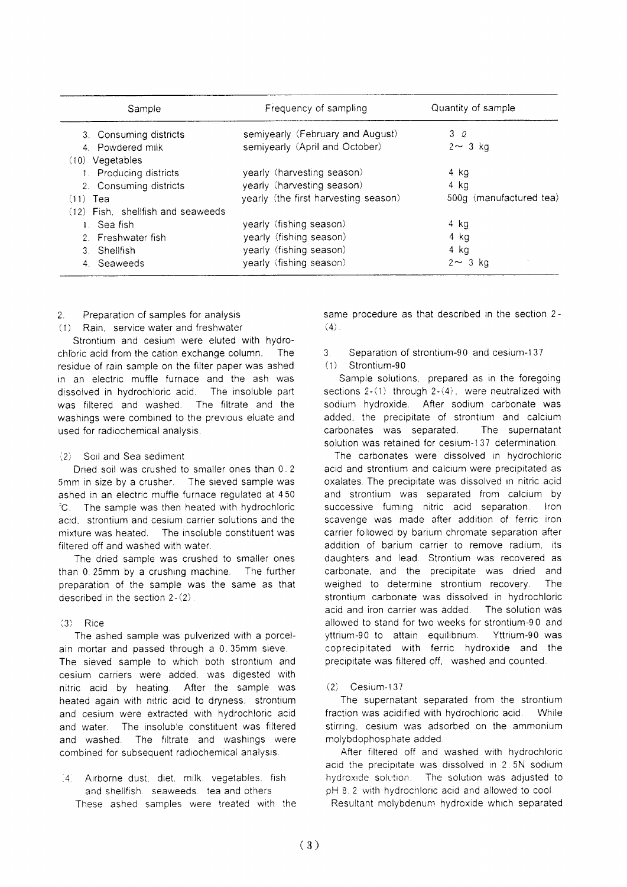| Sample | Frequency of sampling | Quantity of sample |
|---|---|---|
| 3. Consuming districts | semiyearly (February and August) | 3 ℓ |
| 4. Powdered milk | semiyearly (April and October) | 2~ 3 kg |
| (10) Vegetables | | |
| 1. Producing districts | yearly (harvesting season) | 4 kg |
| 2. Consuming districts | yearly (harvesting season) | 4 kg |
| (11) Tea | yearly (the first harvesting season) | 500g (manufactured tea) |
| (12) Fish, shellfish and seaweeds | | |
| 1. Sea fish | yearly (fishing season) | 4 kg |
| 2. Freshwater fish | yearly (fishing season) | 4 kg |
| 3. Shellfish | yearly (fishing season) | 4 kg |
| 4. Seaweeds | yearly (fishing season) | 2~ 3 kg |

2. Preparation of samples for analysis

(1) Rain, service water and freshwater

Strontium and cesium were eluted with hydrochloric acid from the cation exchange column. The residue of rain sample on the filter paper was ashed in an electric muffle furnace and the ash was dissolved in hydrochloric acid. The insoluble part was filtered and washed. The filtrate and the washings were combined to the previous eluate and used for radiochemical analysis.

(2) Soil and Sea sediment

Dried soil was crushed to smaller ones than 0.25mm in size by a crusher. The sieved sample was ashed in an electric muffle furnace regulated at 450 °C. The sample was then heated with hydrochloric acid, strontium and cesium carrier solutions and the mixture was heated. The insoluble constituent was filtered off and washed with water.

The dried sample was crushed to smaller ones than 0.25mm by a crushing machine. The further preparation of the sample was the same as that described in the section 2-(2).

(3) Rice

The ashed sample was pulverized with a porcelain mortar and passed through a 0.35mm sieve. The sieved sample to which both strontium and cesium carriers were added, was digested with nitric acid by heating. After the sample was heated again with nitric acid to dryness, strontium and cesium were extracted with hydrochloric acid and water. The insoluble constituent was filtered and washed. The filtrate and washings were combined for subsequent radiochemical analysis.

(4) Airborne dust, diet, milk, vegetables, fish and shellfish, seaweeds, tea and others

These ashed samples were treated with the same procedure as that described in the section 2-(4).

3. Separation of strontium-90 and cesium-137

(1) Strontium-90

Sample solutions, prepared as in the foregoing sections 2-(1) through 2-(4), were neutralized with sodium hydroxide. After sodium carbonate was added, the precipitate of strontium and calcium carbonates was separated. The supernatant solution was retained for cesium-137 determination.

The carbonates were dissolved in hydrochloric acid and strontium and calcium were precipitated as oxalates. The precipitate was dissolved in nitric acid and strontium was separated from calcium by successive fuming nitric acid separation. Iron scavenge was made after addition of ferric iron carrier followed by barium chromate separation after addition of barium carrier to remove radium, its daughters and lead. Strontium was recovered as carbonate, and the precipitate was dried and weighed to determine strontium recovery. The strontium carbonate was dissolved in hydrochloric acid and iron carrier was added. The solution was allowed to stand for two weeks for strontium-90 and yttrium-90 to attain equilibrium. Yttrium-90 was coprecipitated with ferric hydroxide and the precipitate was filtered off, washed and counted.

(2) Cesium-137

The supernatant separated from the strontium fraction was acidified with hydrochloric acid. While stirring, cesium was adsorbed on the ammonium molybdophosphate added.

After filtered off and washed with hydrochloric acid the precipitate was dissolved in 2.5N sodium hydroxide solution. The solution was adjusted to pH 8.2 with hydrochloric acid and allowed to cool. Resultant molybdenum hydroxide which separated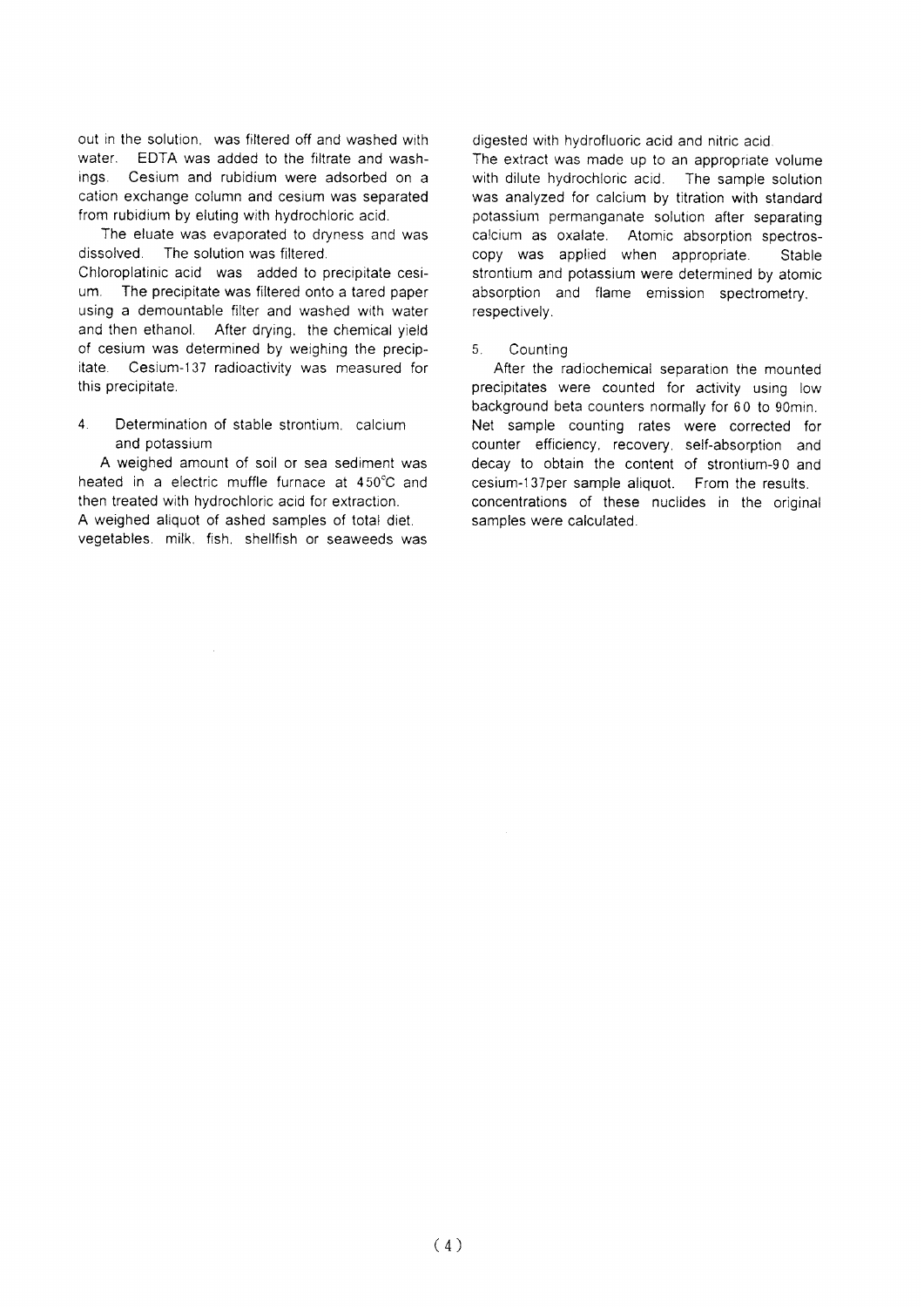out in the solution, was filtered off and washed with water. EDTA was added to the filtrate and washings. Cesium and rubidium were adsorbed on a cation exchange column and cesium was separated from rubidium by eluting with hydrochloric acid.

The eluate was evaporated to dryness and was dissolved. The solution was filtered.

Chloroplatinic acid was added to precipitate cesium. The precipitate was filtered onto a tared paper using a demountable filter and washed with water and then ethanol. After drying, the chemical yield of cesium was determined by weighing the precipitate. Cesium-137 radioactivity was measured for this precipitate.

### 4. Determination of stable strontium, calcium and potassium

A weighed amount of soil or sea sediment was heated in a electric muffle furnace at 450℃ and then treated with hydrochloric acid for extraction.

A weighed aliquot of ashed samples of total diet, vegetables, milk, fish, shellfish or seaweeds was digested with hydrofluoric acid and nitric acid.

The extract was made up to an appropriate volume with dilute hydrochloric acid. The sample solution was analyzed for calcium by titration with standard potassium permanganate solution after separating calcium as oxalate. Atomic absorption spectroscopy was applied when appropriate. Stable strontium and potassium were determined by atomic absorption and flame emission spectrometry, respectively.

### 5. Counting

After the radiochemical separation the mounted precipitates were counted for activity using low background beta counters normally for 60 to 90min. Net sample counting rates were corrected for counter efficiency, recovery, self-absorption and decay to obtain the content of strontium-90 and cesium-137per sample aliquot. From the results, concentrations of these nuclides in the original samples were calculated.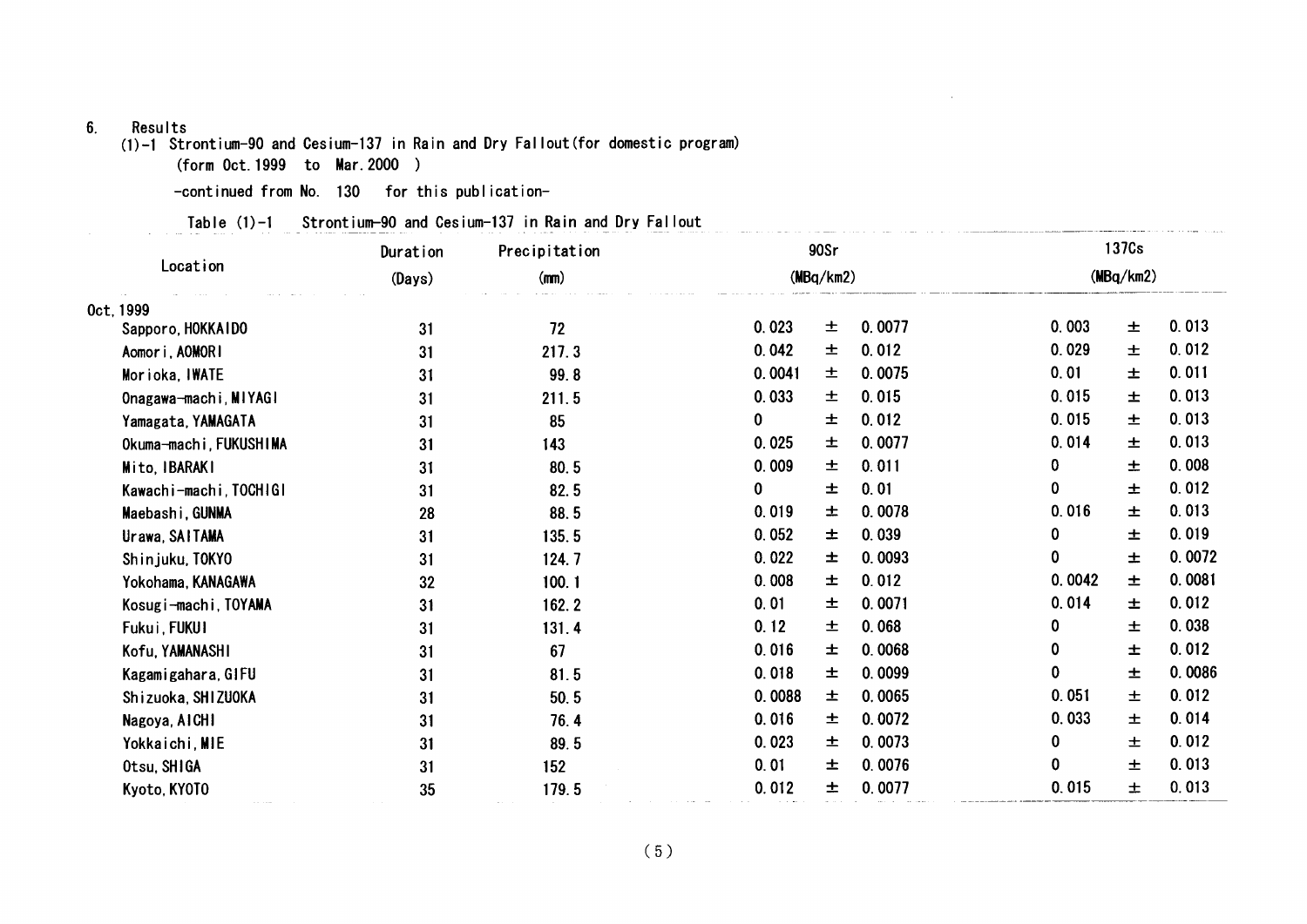6. Results

(1)-1 Strontium-90 and Cesium-137 in Rain and Dry Fallout(for domestic program)

(form Oct.1999 to Mar.2000 )

-continued from No. 130 for this publication-

Table (1)-1 Strontium-90 and Cesium-137 in Rain and Dry Fallout

| Location | Duration (Days) | Precipitation (mm) | 90Sr (MBq/km2) | | | 137Cs (MBq/km2) | | |
|---|---|---|---|---|---|---|---|---|
| Oct.1999 | | | | | | | | |
| Sapporo, HOKKAIDO | 31 | 72 | 0.023 | ± | 0.0077 | 0.003 | ± | 0.013 |
| Aomori, AOMORI | 31 | 217.3 | 0.042 | ± | 0.012 | 0.029 | ± | 0.012 |
| Morioka, IWATE | 31 | 99.8 | 0.0041 | ± | 0.0075 | 0.01 | ± | 0.011 |
| Onagawa-machi, MIYAGI | 31 | 211.5 | 0.033 | ± | 0.015 | 0.015 | ± | 0.013 |
| Yamagata, YAMAGATA | 31 | 85 | 0 | ± | 0.012 | 0.015 | ± | 0.013 |
| Okuma-machi, FUKUSHIMA | 31 | 143 | 0.025 | ± | 0.0077 | 0.014 | ± | 0.013 |
| Mito, IBARAKI | 31 | 80.5 | 0.009 | ± | 0.011 | 0 | ± | 0.008 |
| Kawachi-machi, TOCHIGI | 31 | 82.5 | 0 | ± | 0.01 | 0 | ± | 0.012 |
| Maebashi, GUNMA | 28 | 88.5 | 0.019 | ± | 0.0078 | 0.016 | ± | 0.013 |
| Urawa, SAITAMA | 31 | 135.5 | 0.052 | ± | 0.039 | 0 | ± | 0.019 |
| Shinjuku, TOKYO | 31 | 124.7 | 0.022 | ± | 0.0093 | 0 | ± | 0.0072 |
| Yokohama, KANAGAWA | 32 | 100.1 | 0.008 | ± | 0.012 | 0.0042 | ± | 0.0081 |
| Kosugi-machi, TOYAMA | 31 | 162.2 | 0.01 | ± | 0.0071 | 0.014 | ± | 0.012 |
| Fukui, FUKUI | 31 | 131.4 | 0.12 | ± | 0.068 | 0 | ± | 0.038 |
| Kofu, YAMANASHI | 31 | 67 | 0.016 | ± | 0.0068 | 0 | ± | 0.012 |
| Kagamigahara, GIFU | 31 | 81.5 | 0.018 | ± | 0.0099 | 0 | ± | 0.0086 |
| Shizuoka, SHIZUOKA | 31 | 50.5 | 0.0088 | ± | 0.0065 | 0.051 | ± | 0.012 |
| Nagoya, AICHI | 31 | 76.4 | 0.016 | ± | 0.0072 | 0.033 | ± | 0.014 |
| Yokkaichi, MIE | 31 | 89.5 | 0.023 | ± | 0.0073 | 0 | ± | 0.012 |
| Otsu, SHIGA | 31 | 152 | 0.01 | ± | 0.0076 | 0 | ± | 0.013 |
| Kyoto, KYOTO | 35 | 179.5 | 0.012 | ± | 0.0077 | 0.015 | ± | 0.013 |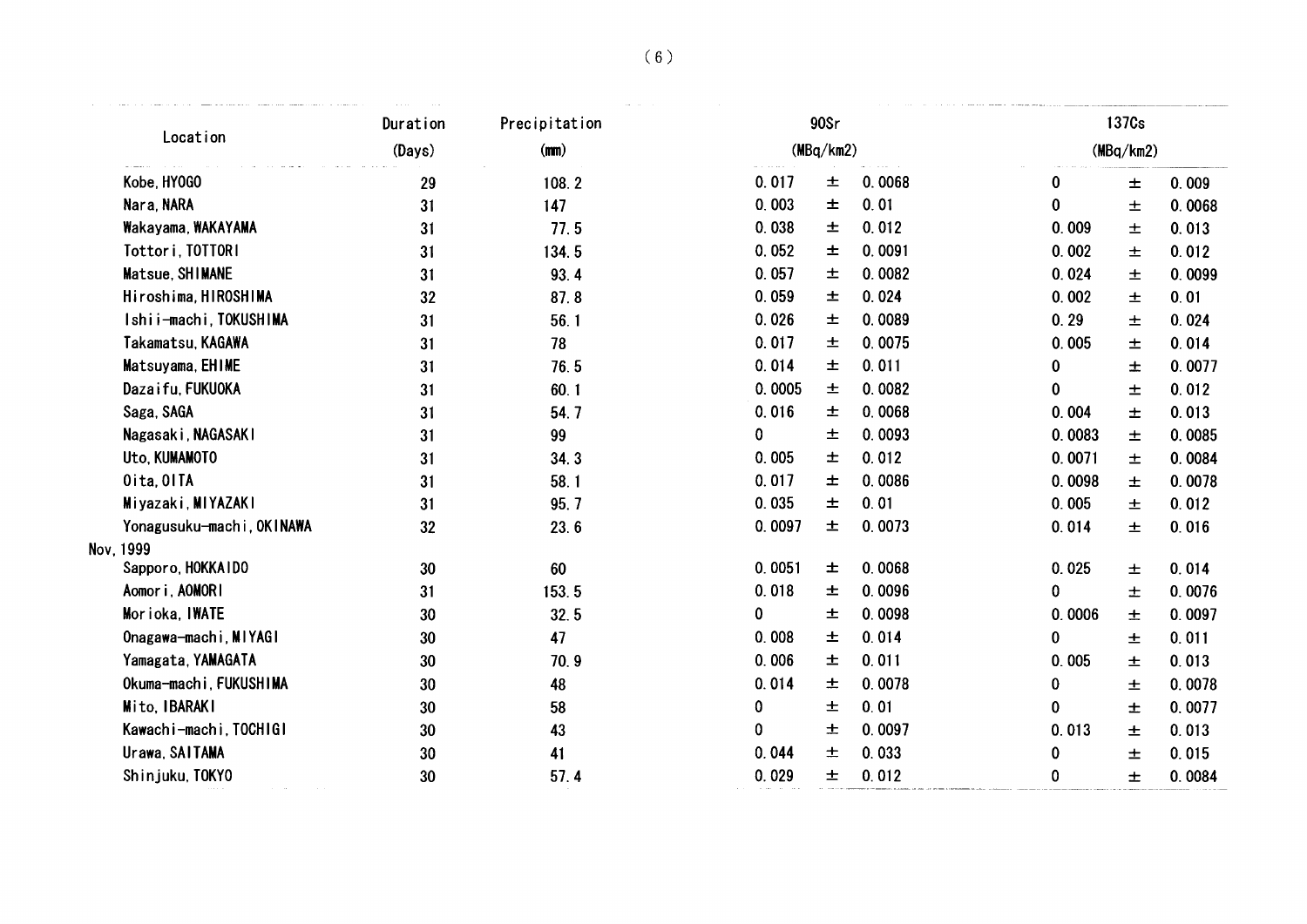| Location | Duration (Days) | Precipitation (mm) | 90Sr (MBq/km2) | | | 137Cs (MBq/km2) | | |
|---|---|---|---|---|---|---|---|---|
| Kobe, HYOGO | 29 | 108.2 | 0.017 | ± | 0.0068 | 0 | ± | 0.009 |
| Nara, NARA | 31 | 147 | 0.003 | ± | 0.01 | 0 | ± | 0.0068 |
| Wakayama, WAKAYAMA | 31 | 77.5 | 0.038 | ± | 0.012 | 0.009 | ± | 0.013 |
| Tottori, TOTTORI | 31 | 134.5 | 0.052 | ± | 0.0091 | 0.002 | ± | 0.012 |
| Matsue, SHIMANE | 31 | 93.4 | 0.057 | ± | 0.0082 | 0.024 | ± | 0.0099 |
| Hiroshima, HIROSHIMA | 32 | 87.8 | 0.059 | ± | 0.024 | 0.002 | ± | 0.01 |
| Ishii-machi, TOKUSHIMA | 31 | 56.1 | 0.026 | ± | 0.0089 | 0.29 | ± | 0.024 |
| Takamatsu, KAGAWA | 31 | 78 | 0.017 | ± | 0.0075 | 0.005 | ± | 0.014 |
| Matsuyama, EHIME | 31 | 76.5 | 0.014 | ± | 0.011 | 0 | ± | 0.0077 |
| Dazaifu, FUKUOKA | 31 | 60.1 | 0.0005 | ± | 0.0082 | 0 | ± | 0.012 |
| Saga, SAGA | 31 | 54.7 | 0.016 | ± | 0.0068 | 0.004 | ± | 0.013 |
| Nagasaki, NAGASAKI | 31 | 99 | 0 | ± | 0.0093 | 0.0083 | ± | 0.0085 |
| Uto, KUMAMOTO | 31 | 34.3 | 0.005 | ± | 0.012 | 0.0071 | ± | 0.0084 |
| Oita, OITA | 31 | 58.1 | 0.017 | ± | 0.0086 | 0.0098 | ± | 0.0078 |
| Miyazaki, MIYAZAKI | 31 | 95.7 | 0.035 | ± | 0.01 | 0.005 | ± | 0.012 |
| Yonagusuku-machi, OKINAWA | 32 | 23.6 | 0.0097 | ± | 0.0073 | 0.014 | ± | 0.016 |
| Nov, 1999 | | | | | | | | |
| Sapporo, HOKKAIDO | 30 | 60 | 0.0051 | ± | 0.0068 | 0.025 | ± | 0.014 |
| Aomori, AOMORI | 31 | 153.5 | 0.018 | ± | 0.0096 | 0 | ± | 0.0076 |
| Morioka, IWATE | 30 | 32.5 | 0 | ± | 0.0098 | 0.0006 | ± | 0.0097 |
| Onagawa-machi, MIYAGI | 30 | 47 | 0.008 | ± | 0.014 | 0 | ± | 0.011 |
| Yamagata, YAMAGATA | 30 | 70.9 | 0.006 | ± | 0.011 | 0.005 | ± | 0.013 |
| Okuma-machi, FUKUSHIMA | 30 | 48 | 0.014 | ± | 0.0078 | 0 | ± | 0.0078 |
| Mito, IBARAKI | 30 | 58 | 0 | ± | 0.01 | 0 | ± | 0.0077 |
| Kawachi-machi, TOCHIGI | 30 | 43 | 0 | ± | 0.0097 | 0.013 | ± | 0.013 |
| Urawa, SAITAMA | 30 | 41 | 0.044 | ± | 0.033 | 0 | ± | 0.015 |
| Shinjuku, TOKYO | 30 | 57.4 | 0.029 | ± | 0.012 | 0 | ± | 0.0084 |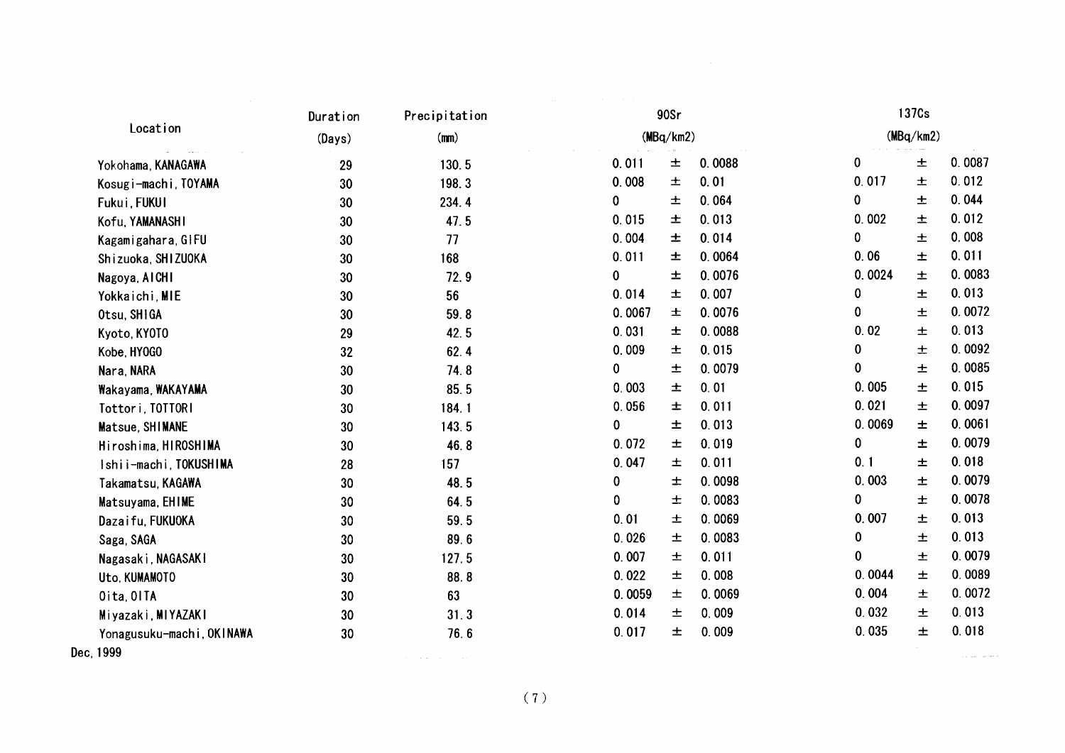| Location | Duration (Days) | Precipitation (mm) | 90Sr (MBq/km2) | | | 137Cs (MBq/km2) | | |
|---|---|---|---|---|---|---|---|---|
| Yokohama, KANAGAWA | 29 | 130.5 | 0.011 | ± | 0.0088 | 0 | ± | 0.0087 |
| Kosugi-machi, TOYAMA | 30 | 198.3 | 0.008 | ± | 0.01 | 0.017 | ± | 0.012 |
| Fukui, FUKUI | 30 | 234.4 | 0 | ± | 0.064 | 0 | ± | 0.044 |
| Kofu, YAMANASHI | 30 | 47.5 | 0.015 | ± | 0.013 | 0.002 | ± | 0.012 |
| Kagamigahara, GIFU | 30 | 77 | 0.004 | ± | 0.014 | 0 | ± | 0.008 |
| Shizuoka, SHIZUOKA | 30 | 168 | 0.011 | ± | 0.0064 | 0.06 | ± | 0.011 |
| Nagoya, AICHI | 30 | 72.9 | 0 | ± | 0.0076 | 0.0024 | ± | 0.0083 |
| Yokkaichi, MIE | 30 | 56 | 0.014 | ± | 0.007 | 0 | ± | 0.013 |
| Otsu, SHIGA | 30 | 59.8 | 0.0067 | ± | 0.0076 | 0 | ± | 0.0072 |
| Kyoto, KYOTO | 29 | 42.5 | 0.031 | ± | 0.0088 | 0.02 | ± | 0.013 |
| Kobe, HYOGO | 32 | 62.4 | 0.009 | ± | 0.015 | 0 | ± | 0.0092 |
| Nara, NARA | 30 | 74.8 | 0 | ± | 0.0079 | 0 | ± | 0.0085 |
| Wakayama, WAKAYAMA | 30 | 85.5 | 0.003 | ± | 0.01 | 0.005 | ± | 0.015 |
| Tottori, TOTTORI | 30 | 184.1 | 0.056 | ± | 0.011 | 0.021 | ± | 0.0097 |
| Matsue, SHIMANE | 30 | 143.5 | 0 | ± | 0.013 | 0.0069 | ± | 0.0061 |
| Hiroshima, HIROSHIMA | 30 | 46.8 | 0.072 | ± | 0.019 | 0 | ± | 0.0079 |
| Ishii-machi, TOKUSHIMA | 28 | 157 | 0.047 | ± | 0.011 | 0.1 | ± | 0.018 |
| Takamatsu, KAGAWA | 30 | 48.5 | 0 | ± | 0.0098 | 0.003 | ± | 0.0079 |
| Matsuyama, EHIME | 30 | 64.5 | 0 | ± | 0.0083 | 0 | ± | 0.0078 |
| Dazaifu, FUKUOKA | 30 | 59.5 | 0.01 | ± | 0.0069 | 0.007 | ± | 0.013 |
| Saga, SAGA | 30 | 89.6 | 0.026 | ± | 0.0083 | 0 | ± | 0.013 |
| Nagasaki, NAGASAKI | 30 | 127.5 | 0.007 | ± | 0.011 | 0 | ± | 0.0079 |
| Uto, KUMAMOTO | 30 | 88.8 | 0.022 | ± | 0.008 | 0.0044 | ± | 0.0089 |
| Oita, OITA | 30 | 63 | 0.0059 | ± | 0.0069 | 0.004 | ± | 0.0072 |
| Miyazaki, MIYAZAKI | 30 | 31.3 | 0.014 | ± | 0.009 | 0.032 | ± | 0.013 |
| Yonagusuku-machi, OKINAWA | 30 | 76.6 | 0.017 | ± | 0.009 | 0.035 | ± | 0.018 |

Dec, 1999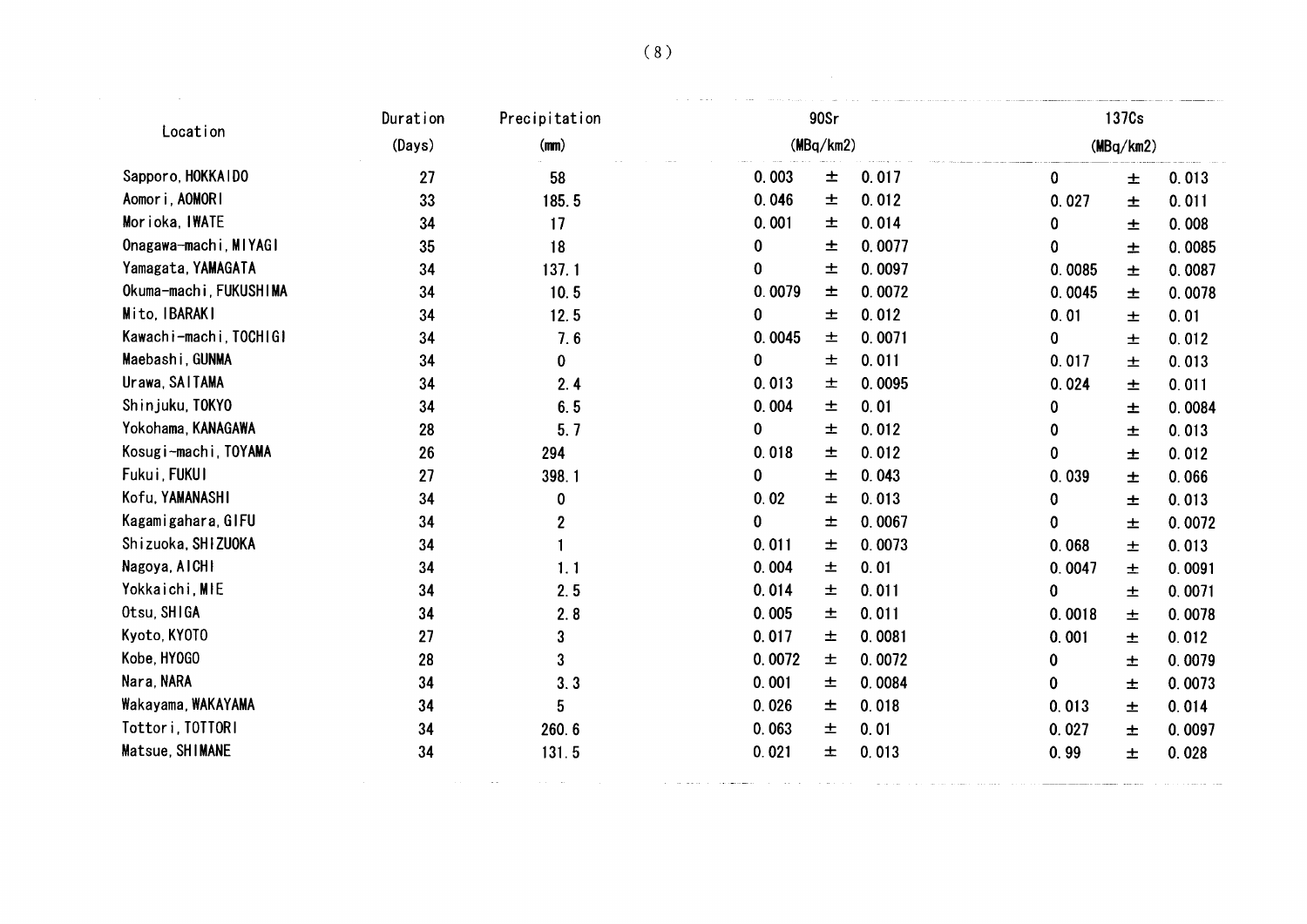| Location | Duration (Days) | Precipitation (mm) | 90Sr (MBq/km2) | | | 137Cs (MBq/km2) | | |
|---|---|---|---|---|---|---|---|---|
| Sapporo, HOKKAIDO | 27 | 58 | 0.003 | ± | 0.017 | 0 | ± | 0.013 |
| Aomori, AOMORI | 33 | 185.5 | 0.046 | ± | 0.012 | 0.027 | ± | 0.011 |
| Morioka, IWATE | 34 | 17 | 0.001 | ± | 0.014 | 0 | ± | 0.008 |
| Onagawa-machi, MIYAGI | 35 | 18 | 0 | ± | 0.0077 | 0 | ± | 0.0085 |
| Yamagata, YAMAGATA | 34 | 137.1 | 0 | ± | 0.0097 | 0.0085 | ± | 0.0087 |
| Okuma-machi, FUKUSHIMA | 34 | 10.5 | 0.0079 | ± | 0.0072 | 0.0045 | ± | 0.0078 |
| Mito, IBARAKI | 34 | 12.5 | 0 | ± | 0.012 | 0.01 | ± | 0.01 |
| Kawachi-machi, TOCHIGI | 34 | 7.6 | 0.0045 | ± | 0.0071 | 0 | ± | 0.012 |
| Maebashi, GUNMA | 34 | 0 | 0 | ± | 0.011 | 0.017 | ± | 0.013 |
| Urawa, SAITAMA | 34 | 2.4 | 0.013 | ± | 0.0095 | 0.024 | ± | 0.011 |
| Shinjuku, TOKYO | 34 | 6.5 | 0.004 | ± | 0.01 | 0 | ± | 0.0084 |
| Yokohama, KANAGAWA | 28 | 5.7 | 0 | ± | 0.012 | 0 | ± | 0.013 |
| Kosugi-machi, TOYAMA | 26 | 294 | 0.018 | ± | 0.012 | 0 | ± | 0.012 |
| Fukui, FUKUI | 27 | 398.1 | 0 | ± | 0.043 | 0.039 | ± | 0.066 |
| Kofu, YAMANASHI | 34 | 0 | 0.02 | ± | 0.013 | 0 | ± | 0.013 |
| Kagamigahara, GIFU | 34 | 2 | 0 | ± | 0.0067 | 0 | ± | 0.0072 |
| Shizuoka, SHIZUOKA | 34 | 1 | 0.011 | ± | 0.0073 | 0.068 | ± | 0.013 |
| Nagoya, AICHI | 34 | 1.1 | 0.004 | ± | 0.01 | 0.0047 | ± | 0.0091 |
| Yokkaichi, MIE | 34 | 2.5 | 0.014 | ± | 0.011 | 0 | ± | 0.0071 |
| Otsu, SHIGA | 34 | 2.8 | 0.005 | ± | 0.011 | 0.0018 | ± | 0.0078 |
| Kyoto, KYOTO | 27 | 3 | 0.017 | ± | 0.0081 | 0.001 | ± | 0.012 |
| Kobe, HYOGO | 28 | 3 | 0.0072 | ± | 0.0072 | 0 | ± | 0.0079 |
| Nara, NARA | 34 | 3.3 | 0.001 | ± | 0.0084 | 0 | ± | 0.0073 |
| Wakayama, WAKAYAMA | 34 | 5 | 0.026 | ± | 0.018 | 0.013 | ± | 0.014 |
| Tottori, TOTTORI | 34 | 260.6 | 0.063 | ± | 0.01 | 0.027 | ± | 0.0097 |
| Matsue, SHIMANE | 34 | 131.5 | 0.021 | ± | 0.013 | 0.99 | ± | 0.028 |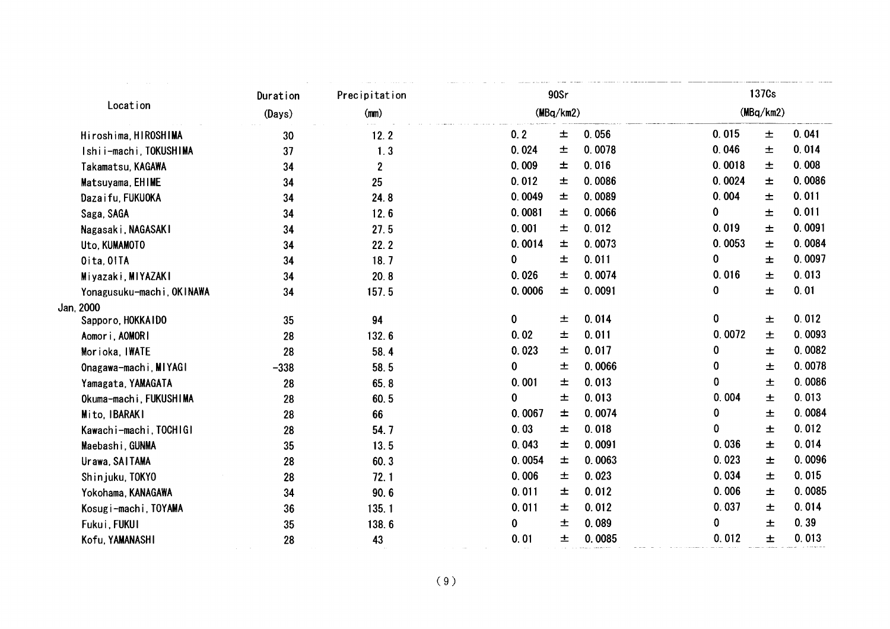| Location | Duration (Days) | Precipitation (mm) | 90Sr (MBq/km2) | | | 137Cs (MBq/km2) | | |
|---|---|---|---|---|---|---|---|---|
| Hiroshima, HIROSHIMA | 30 | 12.2 | 0.2 | ± | 0.056 | 0.015 | ± | 0.041 |
| Ishii-machi, TOKUSHIMA | 37 | 1.3 | 0.024 | ± | 0.0078 | 0.046 | ± | 0.014 |
| Takamatsu, KAGAWA | 34 | 2 | 0.009 | ± | 0.016 | 0.0018 | ± | 0.008 |
| Matsuyama, EHIME | 34 | 25 | 0.012 | ± | 0.0086 | 0.0024 | ± | 0.0086 |
| Dazaifu, FUKUOKA | 34 | 24.8 | 0.0049 | ± | 0.0089 | 0.004 | ± | 0.011 |
| Saga, SAGA | 34 | 12.6 | 0.0081 | ± | 0.0066 | 0 | ± | 0.011 |
| Nagasaki, NAGASAKI | 34 | 27.5 | 0.001 | ± | 0.012 | 0.019 | ± | 0.0091 |
| Uto, KUMAMOTO | 34 | 22.2 | 0.0014 | ± | 0.0073 | 0.0053 | ± | 0.0084 |
| Oita, OITA | 34 | 18.7 | 0 | ± | 0.011 | 0 | ± | 0.0097 |
| Miyazaki, MIYAZAKI | 34 | 20.8 | 0.026 | ± | 0.0074 | 0.016 | ± | 0.013 |
| Yonagusuku-machi, OKINAWA | 34 | 157.5 | 0.0006 | ± | 0.0091 | 0 | ± | 0.01 |
| Jan, 2000 | | | | | | | | |
| Sapporo, HOKKAIDO | 35 | 94 | 0 | ± | 0.014 | 0 | ± | 0.012 |
| Aomori, AOMORI | 28 | 132.6 | 0.02 | ± | 0.011 | 0.0072 | ± | 0.0093 |
| Morioka, IWATE | 28 | 58.4 | 0.023 | ± | 0.017 | 0 | ± | 0.0082 |
| Onagawa-machi, MIYAGI | -338 | 58.5 | 0 | ± | 0.0066 | 0 | ± | 0.0078 |
| Yamagata, YAMAGATA | 28 | 65.8 | 0.001 | ± | 0.013 | 0 | ± | 0.0086 |
| Okuma-machi, FUKUSHIMA | 28 | 60.5 | 0 | ± | 0.013 | 0.004 | ± | 0.013 |
| Mito, IBARAKI | 28 | 66 | 0.0067 | ± | 0.0074 | 0 | ± | 0.0084 |
| Kawachi-machi, TOCHIGI | 28 | 54.7 | 0.03 | ± | 0.018 | 0 | ± | 0.012 |
| Maebashi, GUNMA | 35 | 13.5 | 0.043 | ± | 0.0091 | 0.036 | ± | 0.014 |
| Urawa, SAITAMA | 28 | 60.3 | 0.0054 | ± | 0.0063 | 0.023 | ± | 0.0096 |
| Shinjuku, TOKYO | 28 | 72.1 | 0.006 | ± | 0.023 | 0.034 | ± | 0.015 |
| Yokohama, KANAGAWA | 34 | 90.6 | 0.011 | ± | 0.012 | 0.006 | ± | 0.0085 |
| Kosugi-machi, TOYAMA | 36 | 135.1 | 0.011 | ± | 0.012 | 0.037 | ± | 0.014 |
| Fukui, FUKUI | 35 | 138.6 | 0 | ± | 0.089 | 0 | ± | 0.39 |
| Kofu, YAMANASHI | 28 | 43 | 0.01 | ± | 0.0085 | 0.012 | ± | 0.013 |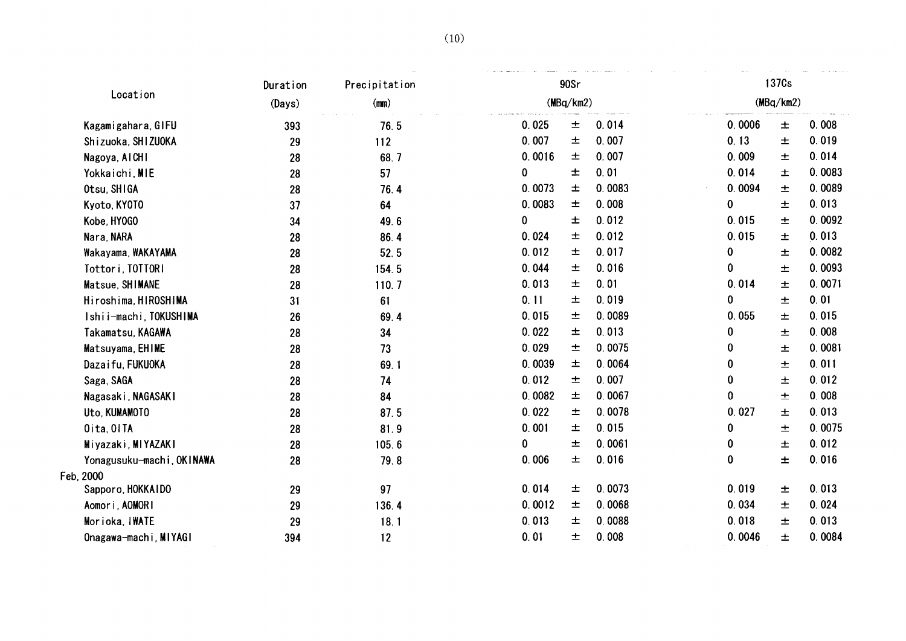| Location | Duration (Days) | Precipitation (mm) | 90Sr (MBq/km2) | | | 137Cs (MBq/km2) | | |
|---|---|---|---|---|---|---|---|---|
| Kagamigahara, GIFU | 393 | 76.5 | 0.025 | ± | 0.014 | 0.0006 | ± | 0.008 |
| Shizuoka, SHIZUOKA | 29 | 112 | 0.007 | ± | 0.007 | 0.13 | ± | 0.019 |
| Nagoya, AICHI | 28 | 68.7 | 0.0016 | ± | 0.007 | 0.009 | ± | 0.014 |
| Yokkaichi, MIE | 28 | 57 | 0 | ± | 0.01 | 0.014 | ± | 0.0083 |
| Otsu, SHIGA | 28 | 76.4 | 0.0073 | ± | 0.0083 | 0.0094 | ± | 0.0089 |
| Kyoto, KYOTO | 37 | 64 | 0.0083 | ± | 0.008 | 0 | ± | 0.013 |
| Kobe, HYOGO | 34 | 49.6 | 0 | ± | 0.012 | 0.015 | ± | 0.0092 |
| Nara, NARA | 28 | 86.4 | 0.024 | ± | 0.012 | 0.015 | ± | 0.013 |
| Wakayama, WAKAYAMA | 28 | 52.5 | 0.012 | ± | 0.017 | 0 | ± | 0.0082 |
| Tottori, TOTTORI | 28 | 154.5 | 0.044 | ± | 0.016 | 0 | ± | 0.0093 |
| Matsue, SHIMANE | 28 | 110.7 | 0.013 | ± | 0.01 | 0.014 | ± | 0.0071 |
| Hiroshima, HIROSHIMA | 31 | 61 | 0.11 | ± | 0.019 | 0 | ± | 0.01 |
| Ishii-machi, TOKUSHIMA | 26 | 69.4 | 0.015 | ± | 0.0089 | 0.055 | ± | 0.015 |
| Takamatsu, KAGAWA | 28 | 34 | 0.022 | ± | 0.013 | 0 | ± | 0.008 |
| Matsuyama, EHIME | 28 | 73 | 0.029 | ± | 0.0075 | 0 | ± | 0.0081 |
| Dazaifu, FUKUOKA | 28 | 69.1 | 0.0039 | ± | 0.0064 | 0 | ± | 0.011 |
| Saga, SAGA | 28 | 74 | 0.012 | ± | 0.007 | 0 | ± | 0.012 |
| Nagasaki, NAGASAKI | 28 | 84 | 0.0082 | ± | 0.0067 | 0 | ± | 0.008 |
| Uto, KUMAMOTO | 28 | 87.5 | 0.022 | ± | 0.0078 | 0.027 | ± | 0.013 |
| Oita, OITA | 28 | 81.9 | 0.001 | ± | 0.015 | 0 | ± | 0.0075 |
| Miyazaki, MIYAZAKI | 28 | 105.6 | 0 | ± | 0.0061 | 0 | ± | 0.012 |
| Yonagusuku-machi, OKINAWA | 28 | 79.8 | 0.006 | ± | 0.016 | 0 | ± | 0.016 |
| Feb, 2000 | | | | | | | | |
| Sapporo, HOKKAIDO | 29 | 97 | 0.014 | ± | 0.0073 | 0.019 | ± | 0.013 |
| Aomori, AOMORI | 29 | 136.4 | 0.0012 | ± | 0.0068 | 0.034 | ± | 0.024 |
| Morioka, IWATE | 29 | 18.1 | 0.013 | ± | 0.0088 | 0.018 | ± | 0.013 |
| Onagawa-machi, MIYAGI | 394 | 12 | 0.01 | ± | 0.008 | 0.0046 | ± | 0.0084 |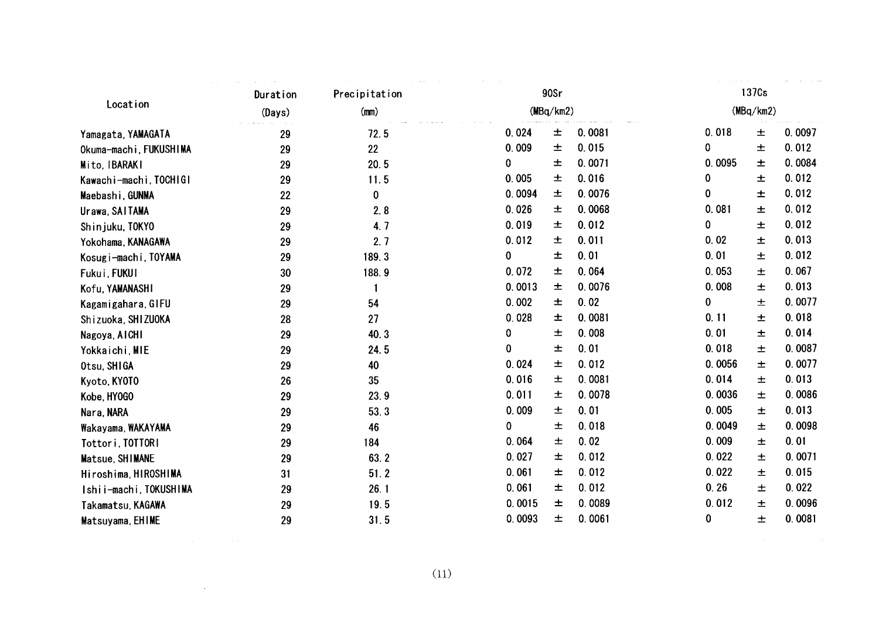| Location | Duration (Days) | Precipitation (mm) | 90Sr (MBq/km2) | | | 137Cs (MBq/km2) | | |
|---|---|---|---|---|---|---|---|---|
| Yamagata, YAMAGATA | 29 | 72.5 | 0.024 | ± | 0.0081 | 0.018 | ± | 0.0097 |
| Okuma-machi, FUKUSHIMA | 29 | 22 | 0.009 | ± | 0.015 | 0 | ± | 0.012 |
| Mito, IBARAKI | 29 | 20.5 | 0 | ± | 0.0071 | 0.0095 | ± | 0.0084 |
| Kawachi-machi, TOCHIGI | 29 | 11.5 | 0.005 | ± | 0.016 | 0 | ± | 0.012 |
| Maebashi, GUNMA | 22 | 0 | 0.0094 | ± | 0.0076 | 0 | ± | 0.012 |
| Urawa, SAITAMA | 29 | 2.8 | 0.026 | ± | 0.0068 | 0.081 | ± | 0.012 |
| Shinjuku, TOKYO | 29 | 4.7 | 0.019 | ± | 0.012 | 0 | ± | 0.012 |
| Yokohama, KANAGAWA | 29 | 2.7 | 0.012 | ± | 0.011 | 0.02 | ± | 0.013 |
| Kosugi-machi, TOYAMA | 29 | 189.3 | 0 | ± | 0.01 | 0.01 | ± | 0.012 |
| Fukui, FUKUI | 30 | 188.9 | 0.072 | ± | 0.064 | 0.053 | ± | 0.067 |
| Kofu, YAMANASHI | 29 | 1 | 0.0013 | ± | 0.0076 | 0.008 | ± | 0.013 |
| Kagamigahara, GIFU | 29 | 54 | 0.002 | ± | 0.02 | 0 | ± | 0.0077 |
| Shizuoka, SHIZUOKA | 28 | 27 | 0.028 | ± | 0.0081 | 0.11 | ± | 0.018 |
| Nagoya, AICHI | 29 | 40.3 | 0 | ± | 0.008 | 0.01 | ± | 0.014 |
| Yokkaichi, MIE | 29 | 24.5 | 0 | ± | 0.01 | 0.018 | ± | 0.0087 |
| Otsu, SHIGA | 29 | 40 | 0.024 | ± | 0.012 | 0.0056 | ± | 0.0077 |
| Kyoto, KYOTO | 26 | 35 | 0.016 | ± | 0.0081 | 0.014 | ± | 0.013 |
| Kobe, HYOGO | 29 | 23.9 | 0.011 | ± | 0.0078 | 0.0036 | ± | 0.0086 |
| Nara, NARA | 29 | 53.3 | 0.009 | ± | 0.01 | 0.005 | ± | 0.013 |
| Wakayama, WAKAYAMA | 29 | 46 | 0 | ± | 0.018 | 0.0049 | ± | 0.0098 |
| Tottori, TOTTORI | 29 | 184 | 0.064 | ± | 0.02 | 0.009 | ± | 0.01 |
| Matsue, SHIMANE | 29 | 63.2 | 0.027 | ± | 0.012 | 0.022 | ± | 0.0071 |
| Hiroshima, HIROSHIMA | 31 | 51.2 | 0.061 | ± | 0.012 | 0.022 | ± | 0.015 |
| Ishii-machi, TOKUSHIMA | 29 | 26.1 | 0.061 | ± | 0.012 | 0.26 | ± | 0.022 |
| Takamatsu, KAGAWA | 29 | 19.5 | 0.0015 | ± | 0.0089 | 0.012 | ± | 0.0096 |
| Matsuyama, EHIME | 29 | 31.5 | 0.0093 | ± | 0.0061 | 0 | ± | 0.0081 |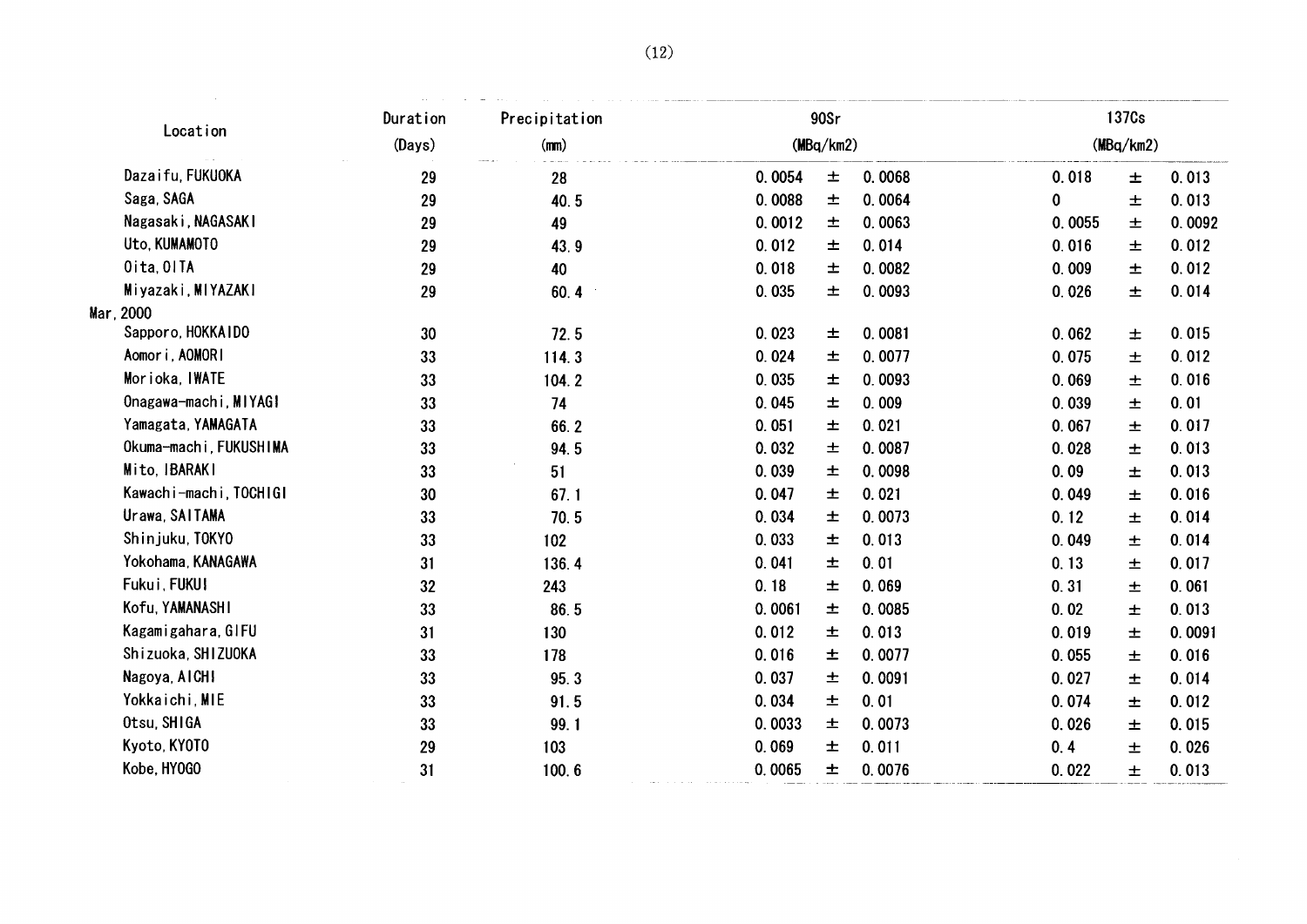| Location | Duration (Days) | Precipitation (mm) | 90Sr (MBq/km2) | | | 137Cs (MBq/km2) | | |
|---|---|---|---|---|---|---|---|---|
| Dazaifu, FUKUOKA | 29 | 28 | 0.0054 | ± | 0.0068 | 0.018 | ± | 0.013 |
| Saga, SAGA | 29 | 40.5 | 0.0088 | ± | 0.0064 | 0 | ± | 0.013 |
| Nagasaki, NAGASAKI | 29 | 49 | 0.0012 | ± | 0.0063 | 0.0055 | ± | 0.0092 |
| Uto, KUMAMOTO | 29 | 43.9 | 0.012 | ± | 0.014 | 0.016 | ± | 0.012 |
| Oita, OITA | 29 | 40 | 0.018 | ± | 0.0082 | 0.009 | ± | 0.012 |
| Miyazaki, MIYAZAKI | 29 | 60.4 | 0.035 | ± | 0.0093 | 0.026 | ± | 0.014 |
| Mar, 2000 | | | | | | | | |
| Sapporo, HOKKAIDO | 30 | 72.5 | 0.023 | ± | 0.0081 | 0.062 | ± | 0.015 |
| Aomori, AOMORI | 33 | 114.3 | 0.024 | ± | 0.0077 | 0.075 | ± | 0.012 |
| Morioka, IWATE | 33 | 104.2 | 0.035 | ± | 0.0093 | 0.069 | ± | 0.016 |
| Onagawa-machi, MIYAGI | 33 | 74 | 0.045 | ± | 0.009 | 0.039 | ± | 0.01 |
| Yamagata, YAMAGATA | 33 | 66.2 | 0.051 | ± | 0.021 | 0.067 | ± | 0.017 |
| Okuma-machi, FUKUSHIMA | 33 | 94.5 | 0.032 | ± | 0.0087 | 0.028 | ± | 0.013 |
| Mito, IBARAKI | 33 | 51 | 0.039 | ± | 0.0098 | 0.09 | ± | 0.013 |
| Kawachi-machi, TOCHIGI | 30 | 67.1 | 0.047 | ± | 0.021 | 0.049 | ± | 0.016 |
| Urawa, SAITAMA | 33 | 70.5 | 0.034 | ± | 0.0073 | 0.12 | ± | 0.014 |
| Shinjuku, TOKYO | 33 | 102 | 0.033 | ± | 0.013 | 0.049 | ± | 0.014 |
| Yokohama, KANAGAWA | 31 | 136.4 | 0.041 | ± | 0.01 | 0.13 | ± | 0.017 |
| Fukui, FUKUI | 32 | 243 | 0.18 | ± | 0.069 | 0.31 | ± | 0.061 |
| Kofu, YAMANASHI | 33 | 86.5 | 0.0061 | ± | 0.0085 | 0.02 | ± | 0.013 |
| Kagamigahara, GIFU | 31 | 130 | 0.012 | ± | 0.013 | 0.019 | ± | 0.0091 |
| Shizuoka, SHIZUOKA | 33 | 178 | 0.016 | ± | 0.0077 | 0.055 | ± | 0.016 |
| Nagoya, AICHI | 33 | 95.3 | 0.037 | ± | 0.0091 | 0.027 | ± | 0.014 |
| Yokkaichi, MIE | 33 | 91.5 | 0.034 | ± | 0.01 | 0.074 | ± | 0.012 |
| Otsu, SHIGA | 33 | 99.1 | 0.0033 | ± | 0.0073 | 0.026 | ± | 0.015 |
| Kyoto, KYOTO | 29 | 103 | 0.069 | ± | 0.011 | 0.4 | ± | 0.026 |
| Kobe, HYOGO | 31 | 100.6 | 0.0065 | ± | 0.0076 | 0.022 | ± | 0.013 |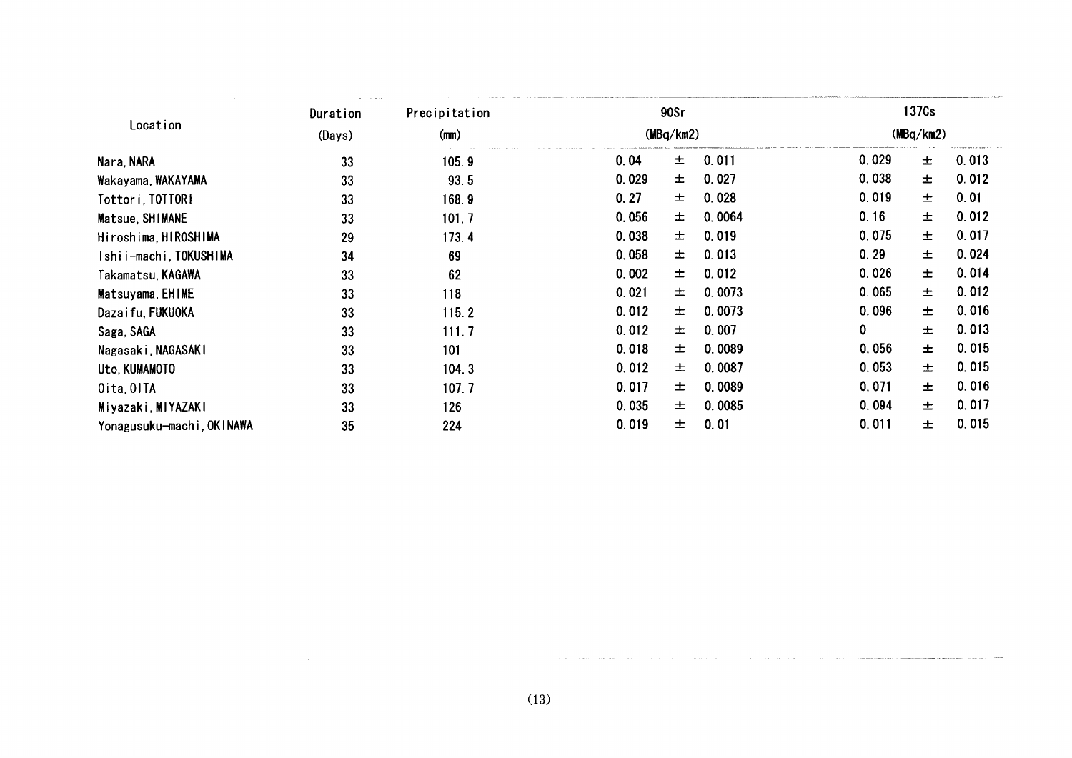| Location | Duration (Days) | Precipitation (mm) | 90Sr (MBq/km2) | 137Cs (MBq/km2) |
|---|---|---|---|---|
| Nara, NARA | 33 | 105.9 | 0.04 ± 0.011 | 0.029 ± 0.013 |
| Wakayama, WAKAYAMA | 33 | 93.5 | 0.029 ± 0.027 | 0.038 ± 0.012 |
| Tottori, TOTTORI | 33 | 168.9 | 0.27 ± 0.028 | 0.019 ± 0.01 |
| Matsue, SHIMANE | 33 | 101.7 | 0.056 ± 0.0064 | 0.16 ± 0.012 |
| Hiroshima, HIROSHIMA | 29 | 173.4 | 0.038 ± 0.019 | 0.075 ± 0.017 |
| Ishii-machi, TOKUSHIMA | 34 | 69 | 0.058 ± 0.013 | 0.29 ± 0.024 |
| Takamatsu, KAGAWA | 33 | 62 | 0.002 ± 0.012 | 0.026 ± 0.014 |
| Matsuyama, EHIME | 33 | 118 | 0.021 ± 0.0073 | 0.065 ± 0.012 |
| Dazaifu, FUKUOKA | 33 | 115.2 | 0.012 ± 0.0073 | 0.096 ± 0.016 |
| Saga, SAGA | 33 | 111.7 | 0.012 ± 0.007 | 0 ± 0.013 |
| Nagasaki, NAGASAKI | 33 | 101 | 0.018 ± 0.0089 | 0.056 ± 0.015 |
| Uto, KUMAMOTO | 33 | 104.3 | 0.012 ± 0.0087 | 0.053 ± 0.015 |
| Oita, OITA | 33 | 107.7 | 0.017 ± 0.0089 | 0.071 ± 0.016 |
| Miyazaki, MIYAZAKI | 33 | 126 | 0.035 ± 0.0085 | 0.094 ± 0.017 |
| Yonagusuku-machi, OKINAWA | 35 | 224 | 0.019 ± 0.01 | 0.011 ± 0.015 |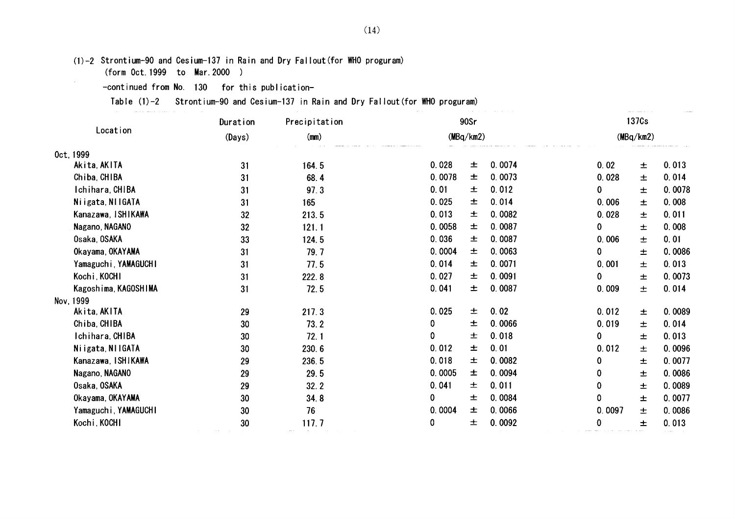(1)-2 Strontium-90 and Cesium-137 in Rain and Dry Fallout(for WHO proguram)
(form Oct.1999 to Mar.2000 )

-continued from No. 130 for this publication-

Table (1)-2 Strontium-90 and Cesium-137 in Rain and Dry Fallout(for WHO proguram)

| Location | Duration (Days) | Precipitation (mm) | 90Sr (MBq/km2) | | | 137Cs (MBq/km2) | | |
|---|---|---|---|---|---|---|---|---|
| Oct,1999 | | | | | | | | |
| Akita,AKITA | 31 | 164.5 | 0.028 | ± | 0.0074 | 0.02 | ± | 0.013 |
| Chiba,CHIBA | 31 | 68.4 | 0.0078 | ± | 0.0073 | 0.028 | ± | 0.014 |
| Ichihara,CHIBA | 31 | 97.3 | 0.01 | ± | 0.012 | 0 | ± | 0.0078 |
| Niigata,NIIGATA | 31 | 165 | 0.025 | ± | 0.014 | 0.006 | ± | 0.008 |
| Kanazawa,ISHIKAWA | 32 | 213.5 | 0.013 | ± | 0.0082 | 0.028 | ± | 0.011 |
| Nagano,NAGANO | 32 | 121.1 | 0.0058 | ± | 0.0087 | 0 | ± | 0.008 |
| Osaka,OSAKA | 33 | 124.5 | 0.036 | ± | 0.0087 | 0.006 | ± | 0.01 |
| Okayama,OKAYAMA | 31 | 79.7 | 0.0004 | ± | 0.0063 | 0 | ± | 0.0086 |
| Yamaguchi,YAMAGUCHI | 31 | 77.5 | 0.014 | ± | 0.0071 | 0.001 | ± | 0.013 |
| Kochi,KOCHI | 31 | 222.8 | 0.027 | ± | 0.0091 | 0 | ± | 0.0073 |
| Kagoshima,KAGOSHIMA | 31 | 72.5 | 0.041 | ± | 0.0087 | 0.009 | ± | 0.014 |
| Nov,1999 | | | | | | | | |
| Akita,AKITA | 29 | 217.3 | 0.025 | ± | 0.02 | 0.012 | ± | 0.0089 |
| Chiba,CHIBA | 30 | 73.2 | 0 | ± | 0.0066 | 0.019 | ± | 0.014 |
| Ichihara,CHIBA | 30 | 72.1 | 0 | ± | 0.018 | 0 | ± | 0.013 |
| Niigata,NIIGATA | 30 | 230.6 | 0.012 | ± | 0.01 | 0.012 | ± | 0.0096 |
| Kanazawa,ISHIKAWA | 29 | 236.5 | 0.018 | ± | 0.0082 | 0 | ± | 0.0077 |
| Nagano,NAGANO | 29 | 29.5 | 0.0005 | ± | 0.0094 | 0 | ± | 0.0086 |
| Osaka,OSAKA | 29 | 32.2 | 0.041 | ± | 0.011 | 0 | ± | 0.0089 |
| Okayama,OKAYAMA | 30 | 34.8 | 0 | ± | 0.0084 | 0 | ± | 0.0077 |
| Yamaguchi,YAMAGUCHI | 30 | 76 | 0.0004 | ± | 0.0066 | 0.0097 | ± | 0.0086 |
| Kochi,KOCHI | 30 | 117.7 | 0 | ± | 0.0092 | 0 | ± | 0.013 |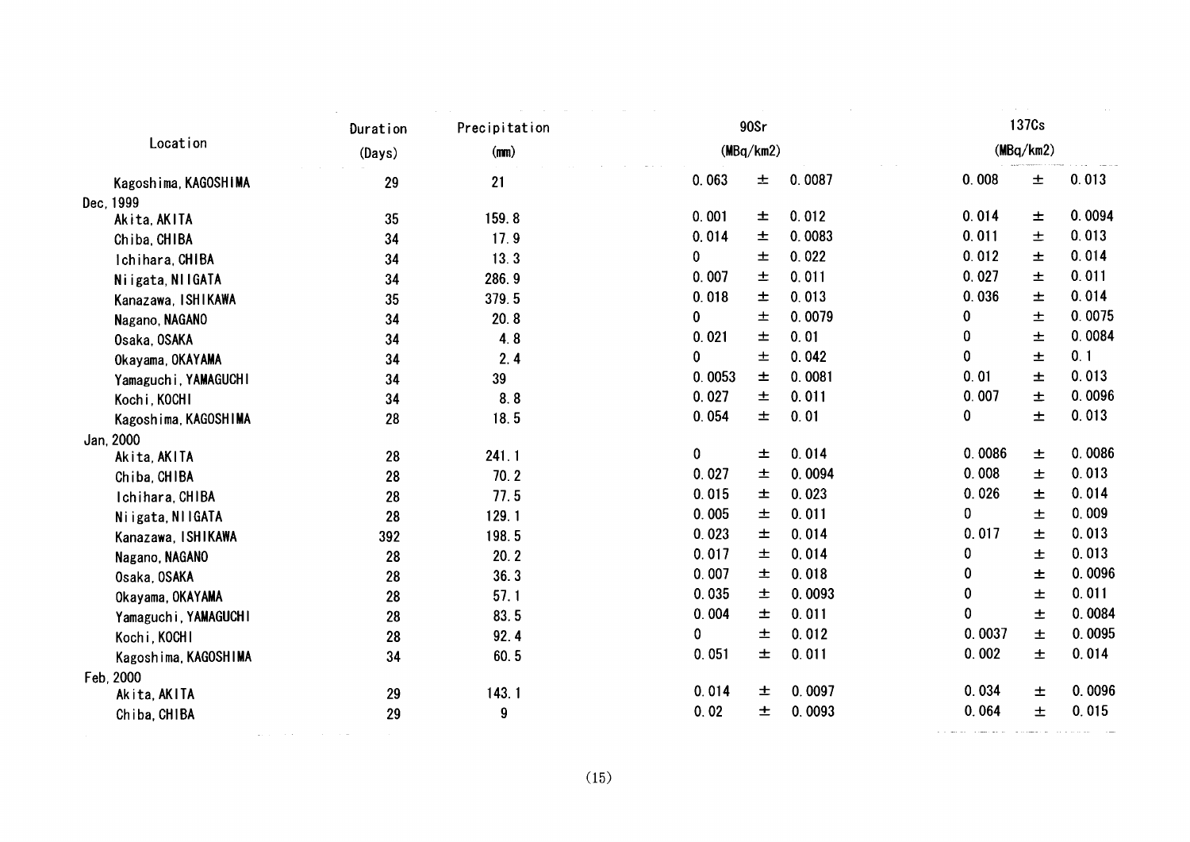| Location | Duration (Days) | Precipitation (mm) | 90Sr (MBq/km2) | | | 137Cs (MBq/km2) | | |
|---|---|---|---|---|---|---|---|---|
| Kagoshima, KAGOSHIMA | 29 | 21 | 0.063 | ± | 0.0087 | 0.008 | ± | 0.013 |
| Dec, 1999 | | | | | | | | |
| Akita, AKITA | 35 | 159.8 | 0.001 | ± | 0.012 | 0.014 | ± | 0.0094 |
| Chiba, CHIBA | 34 | 17.9 | 0.014 | ± | 0.0083 | 0.011 | ± | 0.013 |
| Ichihara, CHIBA | 34 | 13.3 | 0 | ± | 0.022 | 0.012 | ± | 0.014 |
| Niigata, NIIGATA | 34 | 286.9 | 0.007 | ± | 0.011 | 0.027 | ± | 0.011 |
| Kanazawa, ISHIKAWA | 35 | 379.5 | 0.018 | ± | 0.013 | 0.036 | ± | 0.014 |
| Nagano, NAGANO | 34 | 20.8 | 0 | ± | 0.0079 | 0 | ± | 0.0075 |
| Osaka, OSAKA | 34 | 4.8 | 0.021 | ± | 0.01 | 0 | ± | 0.0084 |
| Okayama, OKAYAMA | 34 | 2.4 | 0 | ± | 0.042 | 0 | ± | 0.1 |
| Yamaguchi, YAMAGUCHI | 34 | 39 | 0.0053 | ± | 0.0081 | 0.01 | ± | 0.013 |
| Kochi, KOCHI | 34 | 8.8 | 0.027 | ± | 0.011 | 0.007 | ± | 0.0096 |
| Kagoshima, KAGOSHIMA | 28 | 18.5 | 0.054 | ± | 0.01 | 0 | ± | 0.013 |
| Jan, 2000 | | | | | | | | |
| Akita, AKITA | 28 | 241.1 | 0 | ± | 0.014 | 0.0086 | ± | 0.0086 |
| Chiba, CHIBA | 28 | 70.2 | 0.027 | ± | 0.0094 | 0.008 | ± | 0.013 |
| Ichihara, CHIBA | 28 | 77.5 | 0.015 | ± | 0.023 | 0.026 | ± | 0.014 |
| Niigata, NIIGATA | 28 | 129.1 | 0.005 | ± | 0.011 | 0 | ± | 0.009 |
| Kanazawa, ISHIKAWA | 392 | 198.5 | 0.023 | ± | 0.014 | 0.017 | ± | 0.013 |
| Nagano, NAGANO | 28 | 20.2 | 0.017 | ± | 0.014 | 0 | ± | 0.013 |
| Osaka, OSAKA | 28 | 36.3 | 0.007 | ± | 0.018 | 0 | ± | 0.0096 |
| Okayama, OKAYAMA | 28 | 57.1 | 0.035 | ± | 0.0093 | 0 | ± | 0.011 |
| Yamaguchi, YAMAGUCHI | 28 | 83.5 | 0.004 | ± | 0.011 | 0 | ± | 0.0084 |
| Kochi, KOCHI | 28 | 92.4 | 0 | ± | 0.012 | 0.0037 | ± | 0.0095 |
| Kagoshima, KAGOSHIMA | 34 | 60.5 | 0.051 | ± | 0.011 | 0.002 | ± | 0.014 |
| Feb, 2000 | | | | | | | | |
| Akita, AKITA | 29 | 143.1 | 0.014 | ± | 0.0097 | 0.034 | ± | 0.0096 |
| Chiba, CHIBA | 29 | 9 | 0.02 | ± | 0.0093 | 0.064 | ± | 0.015 |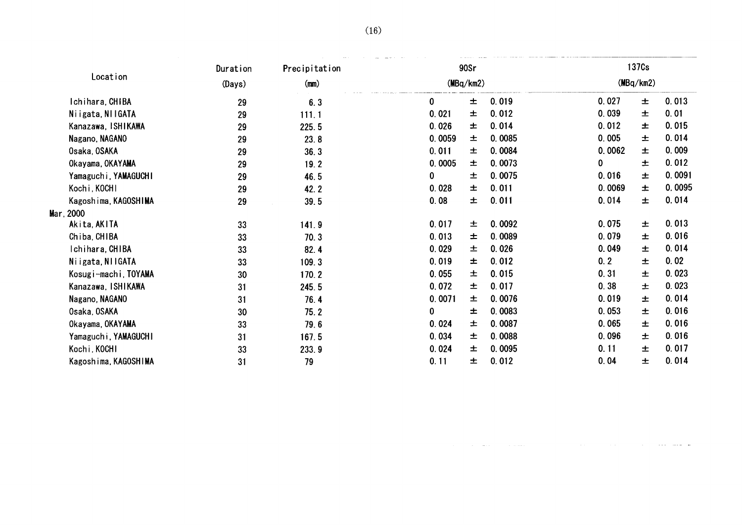| Location | Duration (Days) | Precipitation (mm) | 90Sr (MBq/km2) | | | 137Cs (MBq/km2) | | |
|---|---|---|---|---|---|---|---|---|
| Ichihara, CHIBA | 29 | 6.3 | 0 | ± | 0.019 | 0.027 | ± | 0.013 |
| Niigata, NIIGATA | 29 | 111.1 | 0.021 | ± | 0.012 | 0.039 | ± | 0.01 |
| Kanazawa, ISHIKAWA | 29 | 225.5 | 0.026 | ± | 0.014 | 0.012 | ± | 0.015 |
| Nagano, NAGANO | 29 | 23.8 | 0.0059 | ± | 0.0085 | 0.005 | ± | 0.014 |
| Osaka, OSAKA | 29 | 36.3 | 0.011 | ± | 0.0084 | 0.0062 | ± | 0.009 |
| Okayama, OKAYAMA | 29 | 19.2 | 0.0005 | ± | 0.0073 | 0 | ± | 0.012 |
| Yamaguchi, YAMAGUCHI | 29 | 46.5 | 0 | ± | 0.0075 | 0.016 | ± | 0.0091 |
| Kochi, KOCHI | 29 | 42.2 | 0.028 | ± | 0.011 | 0.0069 | ± | 0.0095 |
| Kagoshima, KAGOSHIMA | 29 | 39.5 | 0.08 | ± | 0.011 | 0.014 | ± | 0.014 |
| Mar, 2000 | | | | | | | | |
| Akita, AKITA | 33 | 141.9 | 0.017 | ± | 0.0092 | 0.075 | ± | 0.013 |
| Chiba, CHIBA | 33 | 70.3 | 0.013 | ± | 0.0089 | 0.079 | ± | 0.016 |
| Ichihara, CHIBA | 33 | 82.4 | 0.029 | ± | 0.026 | 0.049 | ± | 0.014 |
| Niigata, NIIGATA | 33 | 109.3 | 0.019 | ± | 0.012 | 0.2 | ± | 0.02 |
| Kosugi-machi, TOYAMA | 30 | 170.2 | 0.055 | ± | 0.015 | 0.31 | ± | 0.023 |
| Kanazawa, ISHIKAWA | 31 | 245.5 | 0.072 | ± | 0.017 | 0.38 | ± | 0.023 |
| Nagano, NAGANO | 31 | 76.4 | 0.0071 | ± | 0.0076 | 0.019 | ± | 0.014 |
| Osaka, OSAKA | 30 | 75.2 | 0 | ± | 0.0083 | 0.053 | ± | 0.016 |
| Okayama, OKAYAMA | 33 | 79.6 | 0.024 | ± | 0.0087 | 0.065 | ± | 0.016 |
| Yamaguchi, YAMAGUCHI | 31 | 167.5 | 0.034 | ± | 0.0088 | 0.096 | ± | 0.016 |
| Kochi, KOCHI | 33 | 233.9 | 0.024 | ± | 0.0095 | 0.11 | ± | 0.017 |
| Kagoshima, KAGOSHIMA | 31 | 79 | 0.11 | ± | 0.012 | 0.04 | ± | 0.014 |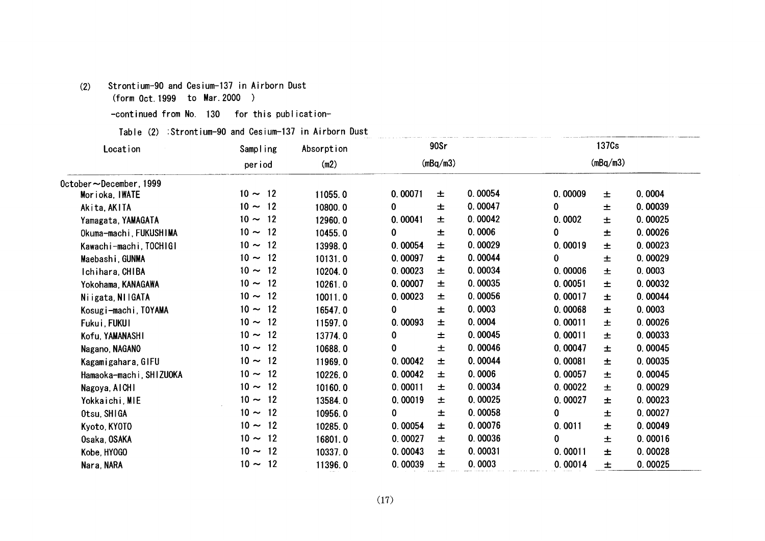(2) Strontium-90 and Cesium-137 in Airborn Dust
(form Oct.1999 to Mar.2000 )

-continued from No. 130 for this publication-

Table (2) :Strontium-90 and Cesium-137 in Airborn Dust

| Location | Sampling period | Absorption (m2) | 90Sr (mBq/m3) | | | 137Cs (mBq/m3) | | |
|---|---|---|---|---|---|---|---|---|
| October～December, 1999 | | | | | | | | |
| Morioka, IWATE | 10 ～ 12 | 11055.0 | 0.00071 | ± | 0.00054 | 0.00009 | ± | 0.0004 |
| Akita, AKITA | 10 ～ 12 | 10800.0 | 0 | ± | 0.00047 | 0 | ± | 0.00039 |
| Yamagata, YAMAGATA | 10 ～ 12 | 12960.0 | 0.00041 | ± | 0.00042 | 0.0002 | ± | 0.00025 |
| Okuma-machi, FUKUSHIMA | 10 ～ 12 | 10455.0 | 0 | ± | 0.0006 | 0 | ± | 0.00026 |
| Kawachi-machi, TOCHIGI | 10 ～ 12 | 13998.0 | 0.00054 | ± | 0.00029 | 0.00019 | ± | 0.00023 |
| Maebashi, GUNMA | 10 ～ 12 | 10131.0 | 0.00097 | ± | 0.00044 | 0 | ± | 0.00029 |
| Ichihara, CHIBA | 10 ～ 12 | 10204.0 | 0.00023 | ± | 0.00034 | 0.00006 | ± | 0.0003 |
| Yokohama, KANAGAWA | 10 ～ 12 | 10261.0 | 0.00007 | ± | 0.00035 | 0.00051 | ± | 0.00032 |
| Niigata, NIIGATA | 10 ～ 12 | 10011.0 | 0.00023 | ± | 0.00056 | 0.00017 | ± | 0.00044 |
| Kosugi-machi, TOYAMA | 10 ～ 12 | 16547.0 | 0 | ± | 0.0003 | 0.00068 | ± | 0.0003 |
| Fukui, FUKUI | 10 ～ 12 | 11597.0 | 0.00093 | ± | 0.0004 | 0.00011 | ± | 0.00026 |
| Kofu, YAMANASHI | 10 ～ 12 | 13774.0 | 0 | ± | 0.00045 | 0.00011 | ± | 0.00033 |
| Nagano, NAGANO | 10 ～ 12 | 10688.0 | 0 | ± | 0.00046 | 0.00047 | ± | 0.00045 |
| Kagamigahara, GIFU | 10 ～ 12 | 11969.0 | 0.00042 | ± | 0.00044 | 0.00081 | ± | 0.00035 |
| Hamaoka-machi, SHIZUOKA | 10 ～ 12 | 10226.0 | 0.00042 | ± | 0.0006 | 0.00057 | ± | 0.00045 |
| Nagoya, AICHI | 10 ～ 12 | 10160.0 | 0.00011 | ± | 0.00034 | 0.00022 | ± | 0.00029 |
| Yokkaichi, MIE | 10 ～ 12 | 13584.0 | 0.00019 | ± | 0.00025 | 0.00027 | ± | 0.00023 |
| Otsu, SHIGA | 10 ～ 12 | 10956.0 | 0 | ± | 0.00058 | 0 | ± | 0.00027 |
| Kyoto, KYOTO | 10 ～ 12 | 10285.0 | 0.00054 | ± | 0.00076 | 0.0011 | ± | 0.00049 |
| Osaka, OSAKA | 10 ～ 12 | 16801.0 | 0.00027 | ± | 0.00036 | 0 | ± | 0.00016 |
| Kobe, HYOGO | 10 ～ 12 | 10337.0 | 0.00043 | ± | 0.00031 | 0.00011 | ± | 0.00028 |
| Nara, NARA | 10 ～ 12 | 11396.0 | 0.00039 | ± | 0.0003 | 0.00014 | ± | 0.00025 |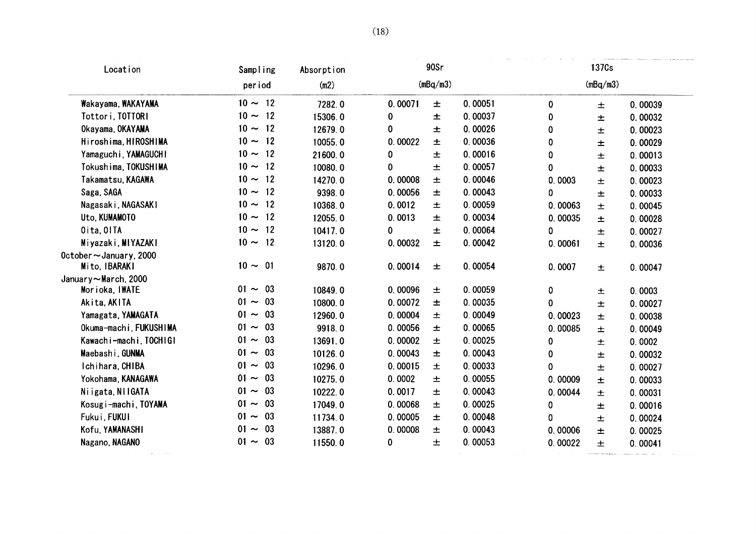| Location | Sampling period | Absorption (m2) | 90Sr (mBq/m3) | | | 137Cs (mBq/m3) | | |
|---|---|---|---|---|---|---|---|---|
| Wakayama, WAKAYAMA | 10 ～ 12 | 7282.0 | 0.00071 | ± | 0.00051 | 0 | ± | 0.00039 |
| Tottori, TOTTORI | 10 ～ 12 | 15306.0 | 0 | ± | 0.00037 | 0 | ± | 0.00032 |
| Okayama, OKAYAMA | 10 ～ 12 | 12679.0 | 0 | ± | 0.00026 | 0 | ± | 0.00023 |
| Hiroshima, HIROSHIMA | 10 ～ 12 | 10055.0 | 0.00022 | ± | 0.00036 | 0 | ± | 0.00029 |
| Yamaguchi, YAMAGUCHI | 10 ～ 12 | 21600.0 | 0 | ± | 0.00016 | 0 | ± | 0.00013 |
| Tokushima, TOKUSHIMA | 10 ～ 12 | 10080.0 | 0 | ± | 0.00057 | 0 | ± | 0.00033 |
| Takamatsu, KAGAWA | 10 ～ 12 | 14270.0 | 0.00008 | ± | 0.00046 | 0.0003 | ± | 0.00023 |
| Saga, SAGA | 10 ～ 12 | 9398.0 | 0.00056 | ± | 0.00043 | 0 | ± | 0.00033 |
| Nagasaki, NAGASAKI | 10 ～ 12 | 10368.0 | 0.0012 | ± | 0.00059 | 0.00063 | ± | 0.00045 |
| Uto, KUMAMOTO | 10 ～ 12 | 12055.0 | 0.0013 | ± | 0.00034 | 0.00035 | ± | 0.00028 |
| Oita, OITA | 10 ～ 12 | 10417.0 | 0 | ± | 0.00064 | 0 | ± | 0.00027 |
| Miyazaki, MIYAZAKI | 10 ～ 12 | 13120.0 | 0.00032 | ± | 0.00042 | 0.00061 | ± | 0.00036 |
| October～January, 2000 | | | | | | | | |
| Mito, IBARAKI | 10 ～ 01 | 9870.0 | 0.00014 | ± | 0.00054 | 0.0007 | ± | 0.00047 |
| January～March, 2000 | | | | | | | | |
| Morioka, IWATE | 01 ～ 03 | 10849.0 | 0.00096 | ± | 0.00059 | 0 | ± | 0.0003 |
| Akita, AKITA | 01 ～ 03 | 10800.0 | 0.00072 | ± | 0.00035 | 0 | ± | 0.00027 |
| Yamagata, YAMAGATA | 01 ～ 03 | 12960.0 | 0.00004 | ± | 0.00049 | 0.00023 | ± | 0.00038 |
| Okuma-machi, FUKUSHIMA | 01 ～ 03 | 9918.0 | 0.00056 | ± | 0.00065 | 0.00085 | ± | 0.00049 |
| Kawachi-machi, TOCHIGI | 01 ～ 03 | 13691.0 | 0.00002 | ± | 0.00025 | 0 | ± | 0.0002 |
| Maebashi, GUNMA | 01 ～ 03 | 10126.0 | 0.00043 | ± | 0.00043 | 0 | ± | 0.00032 |
| Ichihara, CHIBA | 01 ～ 03 | 10296.0 | 0.00015 | ± | 0.00033 | 0 | ± | 0.00027 |
| Yokohama, KANAGAWA | 01 ～ 03 | 10275.0 | 0.0002 | ± | 0.00055 | 0.00009 | ± | 0.00033 |
| Niigata, NIIGATA | 01 ～ 03 | 10222.0 | 0.0017 | ± | 0.00043 | 0.00044 | ± | 0.00031 |
| Kosugi-machi, TOYAMA | 01 ～ 03 | 17049.0 | 0.00068 | ± | 0.00025 | 0 | ± | 0.00016 |
| Fukui, FUKUI | 01 ～ 03 | 11734.0 | 0.00005 | ± | 0.00048 | 0 | ± | 0.00024 |
| Kofu, YAMANASHI | 01 ～ 03 | 13887.0 | 0.00008 | ± | 0.00043 | 0.00006 | ± | 0.00025 |
| Nagano, NAGANO | 01 ～ 03 | 11550.0 | 0 | ± | 0.00053 | 0.00022 | ± | 0.00041 |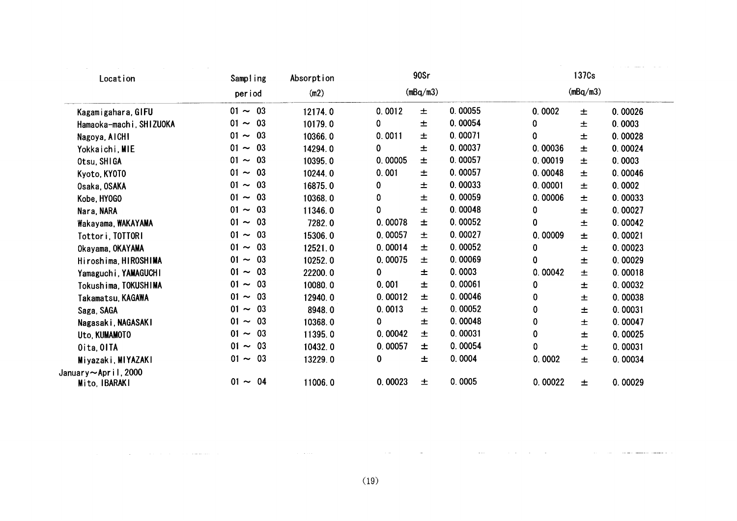| Location | Sampling period | Absorption (m2) | 90Sr (mBq/m3) | | | 137Cs (mBq/m3) | | |
|---|---|---|---|---|---|---|---|---|
| Kagamigahara, GIFU | 01 ～ 03 | 12174.0 | 0.0012 | ± | 0.00055 | 0.0002 | ± | 0.00026 |
| Hamaoka-machi, SHIZUOKA | 01 ～ 03 | 10179.0 | 0 | ± | 0.00054 | 0 | ± | 0.0003 |
| Nagoya, AICHI | 01 ～ 03 | 10366.0 | 0.0011 | ± | 0.00071 | 0 | ± | 0.00028 |
| Yokkaichi, MIE | 01 ～ 03 | 14294.0 | 0 | ± | 0.00037 | 0.00036 | ± | 0.00024 |
| Otsu, SHIGA | 01 ～ 03 | 10395.0 | 0.00005 | ± | 0.00057 | 0.00019 | ± | 0.0003 |
| Kyoto, KYOTO | 01 ～ 03 | 10244.0 | 0.001 | ± | 0.00057 | 0.00048 | ± | 0.00046 |
| Osaka, OSAKA | 01 ～ 03 | 16875.0 | 0 | ± | 0.00033 | 0.00001 | ± | 0.0002 |
| Kobe, HYOGO | 01 ～ 03 | 10368.0 | 0 | ± | 0.00059 | 0.00006 | ± | 0.00033 |
| Nara, NARA | 01 ～ 03 | 11346.0 | 0 | ± | 0.00048 | 0 | ± | 0.00027 |
| Wakayama, WAKAYAMA | 01 ～ 03 | 7282.0 | 0.00078 | ± | 0.00052 | 0 | ± | 0.00042 |
| Tottori, TOTTORI | 01 ～ 03 | 15306.0 | 0.00057 | ± | 0.00027 | 0.00009 | ± | 0.00021 |
| Okayama, OKAYAMA | 01 ～ 03 | 12521.0 | 0.00014 | ± | 0.00052 | 0 | ± | 0.00023 |
| Hiroshima, HIROSHIMA | 01 ～ 03 | 10252.0 | 0.00075 | ± | 0.00069 | 0 | ± | 0.00029 |
| Yamaguchi, YAMAGUCHI | 01 ～ 03 | 22200.0 | 0 | ± | 0.0003 | 0.00042 | ± | 0.00018 |
| Tokushima, TOKUSHIMA | 01 ～ 03 | 10080.0 | 0.001 | ± | 0.00061 | 0 | ± | 0.00032 |
| Takamatsu, KAGAWA | 01 ～ 03 | 12940.0 | 0.00012 | ± | 0.00046 | 0 | ± | 0.00038 |
| Saga, SAGA | 01 ～ 03 | 8948.0 | 0.0013 | ± | 0.00052 | 0 | ± | 0.00031 |
| Nagasaki, NAGASAKI | 01 ～ 03 | 10368.0 | 0 | ± | 0.00048 | 0 | ± | 0.00047 |
| Uto, KUMAMOTO | 01 ～ 03 | 11395.0 | 0.00042 | ± | 0.00031 | 0 | ± | 0.00025 |
| Oita, OITA | 01 ～ 03 | 10432.0 | 0.00057 | ± | 0.00054 | 0 | ± | 0.00031 |
| Miyazaki, MIYAZAKI | 01 ～ 03 | 13229.0 | 0 | ± | 0.0004 | 0.0002 | ± | 0.00034 |
| January～April, 2000 | | | | | | | | |
| Mito, IBARAKI | 01 ～ 04 | 11006.0 | 0.00023 | ± | 0.0005 | 0.00022 | ± | 0.00029 |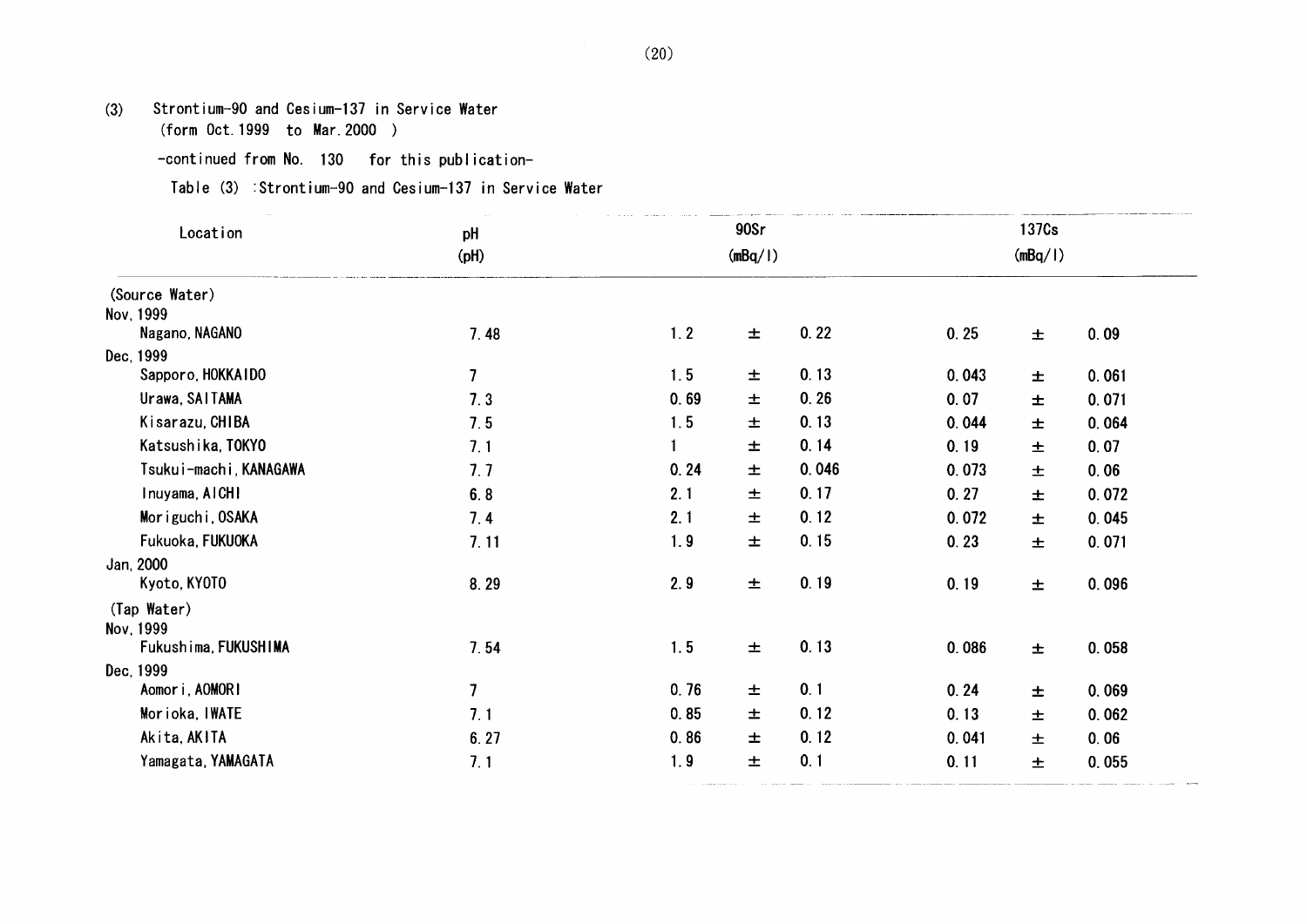(3) Strontium-90 and Cesium-137 in Service Water
(form Oct. 1999 to Mar. 2000 )

-continued from No. 130 for this publication-

Table (3) :Strontium-90 and Cesium-137 in Service Water

| Location | pH (pH) | 90Sr (mBq/l) | | | 137Cs (mBq/l) | | |
|---|---|---|---|---|---|---|---|
| (Source Water) | | | | | | | |
| Nov, 1999 | | | | | | | |
| Nagano, NAGANO | 7.48 | 1.2 | ± | 0.22 | 0.25 | ± | 0.09 |
| Dec, 1999 | | | | | | | |
| Sapporo, HOKKAIDO | 7 | 1.5 | ± | 0.13 | 0.043 | ± | 0.061 |
| Urawa, SAITAMA | 7.3 | 0.69 | ± | 0.26 | 0.07 | ± | 0.071 |
| Kisarazu, CHIBA | 7.5 | 1.5 | ± | 0.13 | 0.044 | ± | 0.064 |
| Katsushika, TOKYO | 7.1 | 1 | ± | 0.14 | 0.19 | ± | 0.07 |
| Tsukui-machi, KANAGAWA | 7.7 | 0.24 | ± | 0.046 | 0.073 | ± | 0.06 |
| Inuyama, AICHI | 6.8 | 2.1 | ± | 0.17 | 0.27 | ± | 0.072 |
| Moriguchi, OSAKA | 7.4 | 2.1 | ± | 0.12 | 0.072 | ± | 0.045 |
| Fukuoka, FUKUOKA | 7.11 | 1.9 | ± | 0.15 | 0.23 | ± | 0.071 |
| Jan, 2000 | | | | | | | |
| Kyoto, KYOTO | 8.29 | 2.9 | ± | 0.19 | 0.19 | ± | 0.096 |
| (Tap Water) | | | | | | | |
| Nov, 1999 | | | | | | | |
| Fukushima, FUKUSHIMA | 7.54 | 1.5 | ± | 0.13 | 0.086 | ± | 0.058 |
| Dec, 1999 | | | | | | | |
| Aomori, AOMORI | 7 | 0.76 | ± | 0.1 | 0.24 | ± | 0.069 |
| Morioka, IWATE | 7.1 | 0.85 | ± | 0.12 | 0.13 | ± | 0.062 |
| Akita, AKITA | 6.27 | 0.86 | ± | 0.12 | 0.041 | ± | 0.06 |
| Yamagata, YAMAGATA | 7.1 | 1.9 | ± | 0.1 | 0.11 | ± | 0.055 |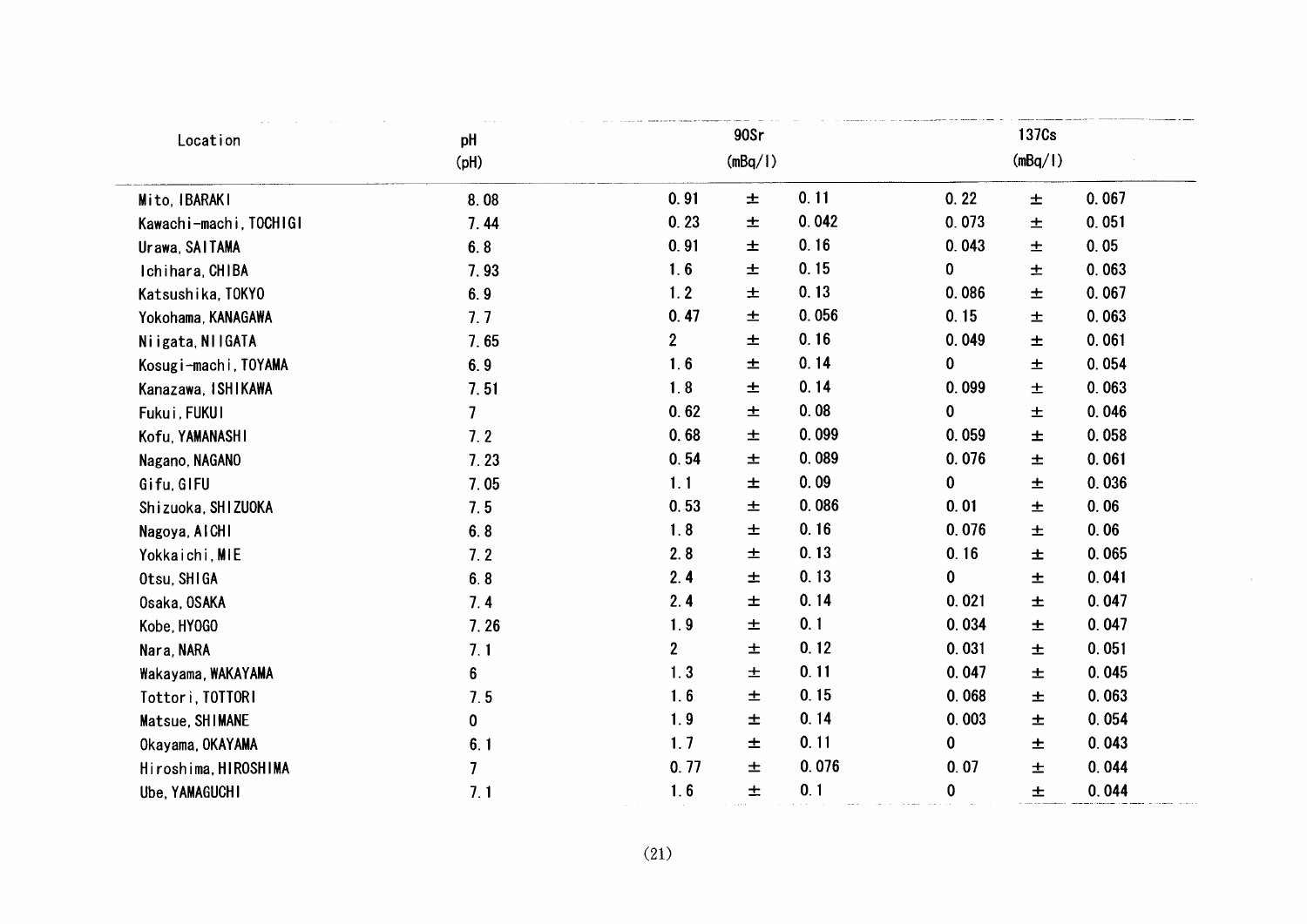| Location | pH (pH) | 90Sr (mBq/l) | | | 137Cs (mBq/l) | | |
|---|---|---|---|---|---|---|---|
| Mito, IBARAKI | 8.08 | 0.91 | ± | 0.11 | 0.22 | ± | 0.067 |
| Kawachi-machi, TOCHIGI | 7.44 | 0.23 | ± | 0.042 | 0.073 | ± | 0.051 |
| Urawa, SAITAMA | 6.8 | 0.91 | ± | 0.16 | 0.043 | ± | 0.05 |
| Ichihara, CHIBA | 7.93 | 1.6 | ± | 0.15 | 0 | ± | 0.063 |
| Katsushika, TOKYO | 6.9 | 1.2 | ± | 0.13 | 0.086 | ± | 0.067 |
| Yokohama, KANAGAWA | 7.7 | 0.47 | ± | 0.056 | 0.15 | ± | 0.063 |
| Niigata, NIIGATA | 7.65 | 2 | ± | 0.16 | 0.049 | ± | 0.061 |
| Kosugi-machi, TOYAMA | 6.9 | 1.6 | ± | 0.14 | 0 | ± | 0.054 |
| Kanazawa, ISHIKAWA | 7.51 | 1.8 | ± | 0.14 | 0.099 | ± | 0.063 |
| Fukui, FUKUI | 7 | 0.62 | ± | 0.08 | 0 | ± | 0.046 |
| Kofu, YAMANASHI | 7.2 | 0.68 | ± | 0.099 | 0.059 | ± | 0.058 |
| Nagano, NAGANO | 7.23 | 0.54 | ± | 0.089 | 0.076 | ± | 0.061 |
| Gifu, GIFU | 7.05 | 1.1 | ± | 0.09 | 0 | ± | 0.036 |
| Shizuoka, SHIZUOKA | 7.5 | 0.53 | ± | 0.086 | 0.01 | ± | 0.06 |
| Nagoya, AICHI | 6.8 | 1.8 | ± | 0.16 | 0.076 | ± | 0.06 |
| Yokkaichi, MIE | 7.2 | 2.8 | ± | 0.13 | 0.16 | ± | 0.065 |
| Otsu, SHIGA | 6.8 | 2.4 | ± | 0.13 | 0 | ± | 0.041 |
| Osaka, OSAKA | 7.4 | 2.4 | ± | 0.14 | 0.021 | ± | 0.047 |
| Kobe, HYOGO | 7.26 | 1.9 | ± | 0.1 | 0.034 | ± | 0.047 |
| Nara, NARA | 7.1 | 2 | ± | 0.12 | 0.031 | ± | 0.051 |
| Wakayama, WAKAYAMA | 6 | 1.3 | ± | 0.11 | 0.047 | ± | 0.045 |
| Tottori, TOTTORI | 7.5 | 1.6 | ± | 0.15 | 0.068 | ± | 0.063 |
| Matsue, SHIMANE | 0 | 1.9 | ± | 0.14 | 0.003 | ± | 0.054 |
| Okayama, OKAYAMA | 6.1 | 1.7 | ± | 0.11 | 0 | ± | 0.043 |
| Hiroshima, HIROSHIMA | 7 | 0.77 | ± | 0.076 | 0.07 | ± | 0.044 |
| Ube, YAMAGUCHI | 7.1 | 1.6 | ± | 0.1 | 0 | ± | 0.044 |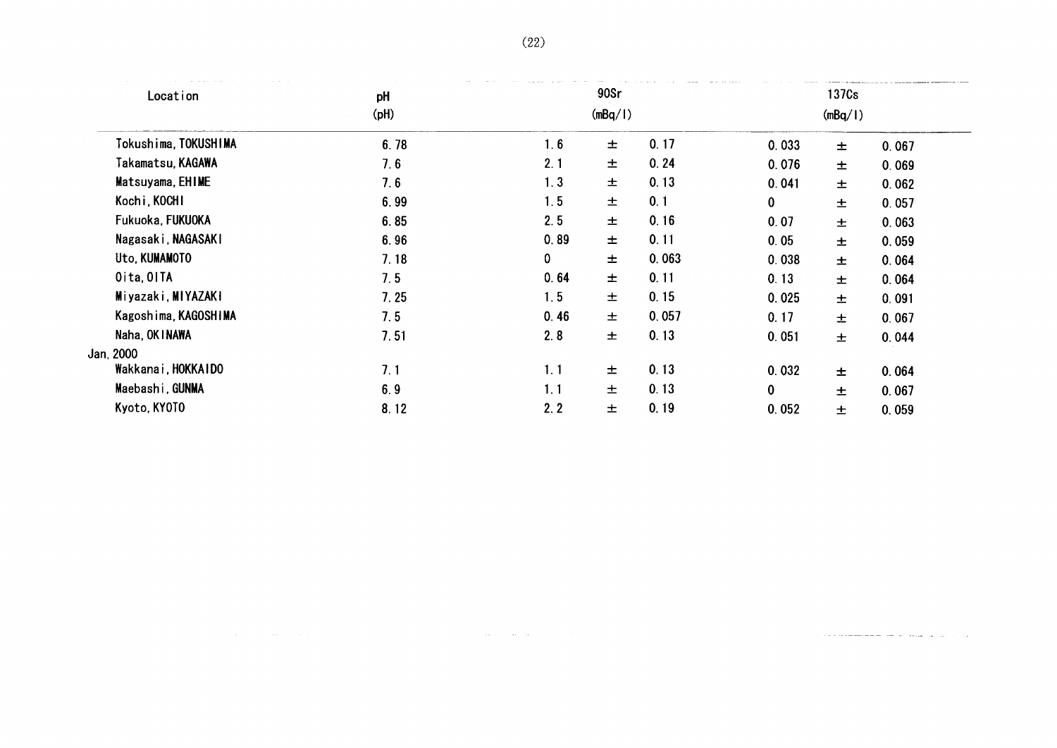| Location | pH (pH) | 90Sr (mBq/l) | | | 137Cs (mBq/l) | | |
|---|---|---|---|---|---|---|---|
| Tokushima, TOKUSHIMA | 6.78 | 1.6 | ± | 0.17 | 0.033 | ± | 0.067 |
| Takamatsu, KAGAWA | 7.6 | 2.1 | ± | 0.24 | 0.076 | ± | 0.069 |
| Matsuyama, EHIME | 7.6 | 1.3 | ± | 0.13 | 0.041 | ± | 0.062 |
| Kochi, KOCHI | 6.99 | 1.5 | ± | 0.1 | 0 | ± | 0.057 |
| Fukuoka, FUKUOKA | 6.85 | 2.5 | ± | 0.16 | 0.07 | ± | 0.063 |
| Nagasaki, NAGASAKI | 6.96 | 0.89 | ± | 0.11 | 0.05 | ± | 0.059 |
| Uto, KUMAMOTO | 7.18 | 0 | ± | 0.063 | 0.038 | ± | 0.064 |
| Oita, OITA | 7.5 | 0.64 | ± | 0.11 | 0.13 | ± | 0.064 |
| Miyazaki, MIYAZAKI | 7.25 | 1.5 | ± | 0.15 | 0.025 | ± | 0.091 |
| Kagoshima, KAGOSHIMA | 7.5 | 0.46 | ± | 0.057 | 0.17 | ± | 0.067 |
| Naha, OKINAWA | 7.51 | 2.8 | ± | 0.13 | 0.051 | ± | 0.044 |
| Jan, 2000 | | | | | | | |
| Wakkanai, HOKKAIDO | 7.1 | 1.1 | ± | 0.13 | 0.032 | ± | 0.064 |
| Maebashi, GUNMA | 6.9 | 1.1 | ± | 0.13 | 0 | ± | 0.067 |
| Kyoto, KYOTO | 8.12 | 2.2 | ± | 0.19 | 0.052 | ± | 0.059 |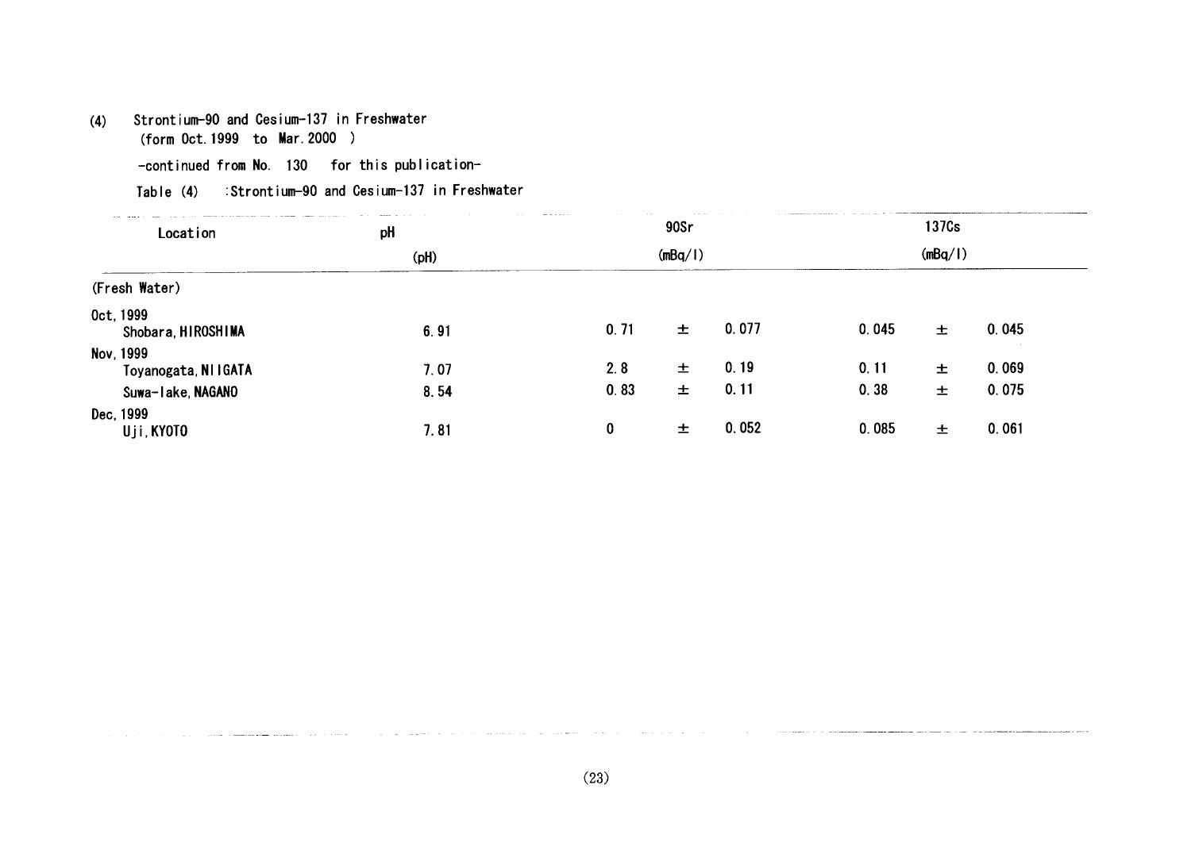(4) Strontium-90 and Cesium-137 in Freshwater
(form Oct.1999 to Mar.2000 )

-continued from No. 130 for this publication-

Table (4) :Strontium-90 and Cesium-137 in Freshwater

| Location | pH | 90Sr | | | 137Cs | | |
|---|---|---|---|---|---|---|---|
| | (pH) | (mBq/l) | | | (mBq/l) | | |
| (Fresh Water) | | | | | | | |
| Oct, 1999 | | | | | | | |
| Shobara, HIROSHIMA | 6.91 | 0.71 | ± | 0.077 | 0.045 | ± | 0.045 |
| Nov, 1999 | | | | | | | |
| Toyanogata, NIIGATA | 7.07 | 2.8 | ± | 0.19 | 0.11 | ± | 0.069 |
| Suwa-lake, NAGANO | 8.54 | 0.83 | ± | 0.11 | 0.38 | ± | 0.075 |
| Dec, 1999 | | | | | | | |
| Uji, KYOTO | 7.81 | 0 | ± | 0.052 | 0.085 | ± | 0.061 |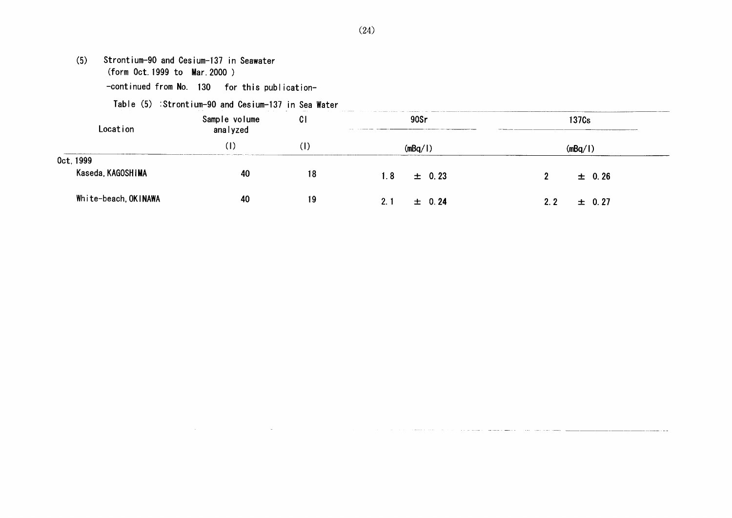## (5) Strontium-90 and Cesium-137 in Seawater

(form Oct.1999 to Mar.2000 )

-continued from No. 130 for this publication-

Table (5) :Strontium-90 and Cesium-137 in Sea Water

| Location | Sample volume analyzed | Cl | 90Sr | 137Cs |
|---|---|---|---|---|
| | (l) | (l) | (mBq/l) | (mBq/l) |
| Oct,1999 | | | | |
| Kaseda, KAGOSHIMA | 40 | 18 | 1.8 ± 0.23 | 2 ± 0.26 |
| White-beach, OKINAWA | 40 | 19 | 2.1 ± 0.24 | 2.2 ± 0.27 |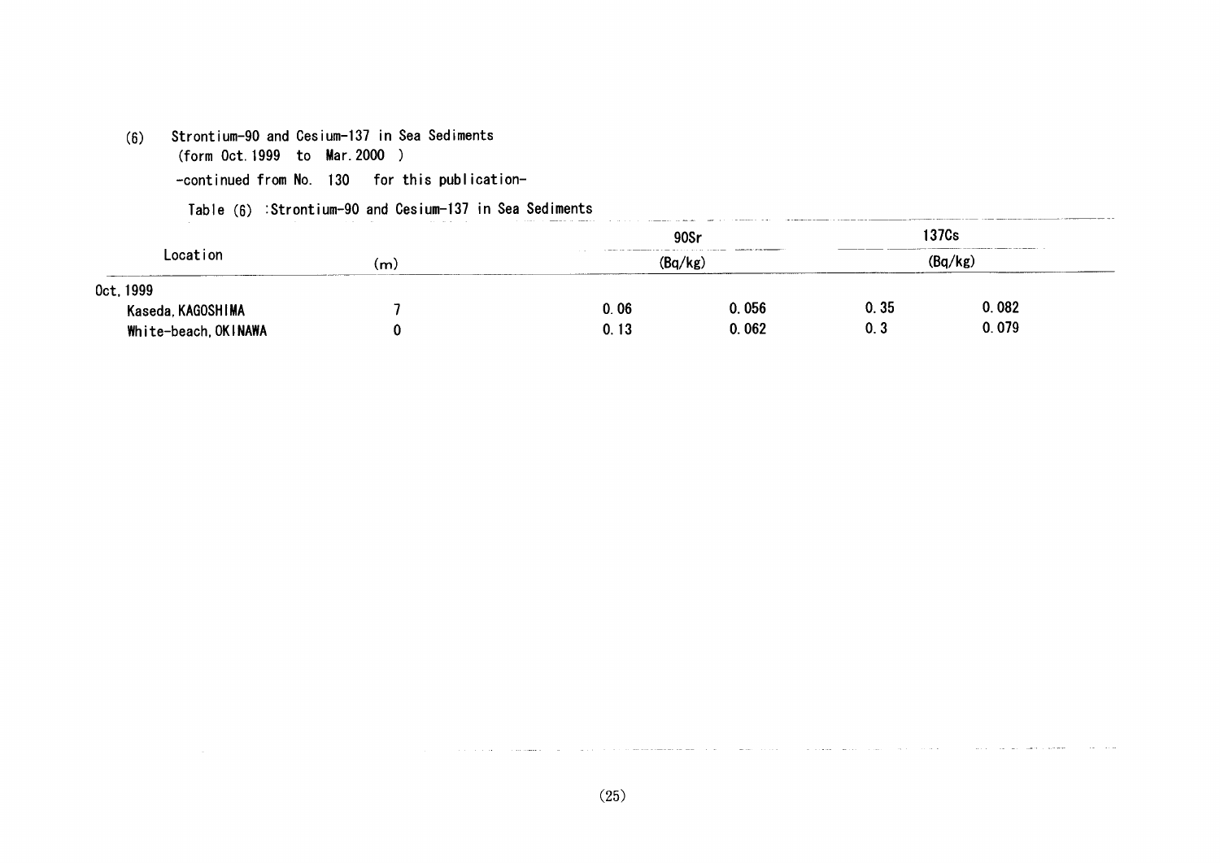(6) Strontium-90 and Cesium-137 in Sea Sediments
(form Oct.1999 to Mar.2000 )

-continued from No. 130 for this publication-

Table (6) :Strontium-90 and Cesium-137 in Sea Sediments

| Location | (m) | 90Sr (Bq/kg) | | 137Cs (Bq/kg) | |
|---|---|---|---|---|---|
| Oct,1999 | | | | | |
| Kaseda,KAGOSHIMA | 7 | 0.06 | 0.056 | 0.35 | 0.082 |
| White-beach,OKINAWA | 0 | 0.13 | 0.062 | 0.3 | 0.079 |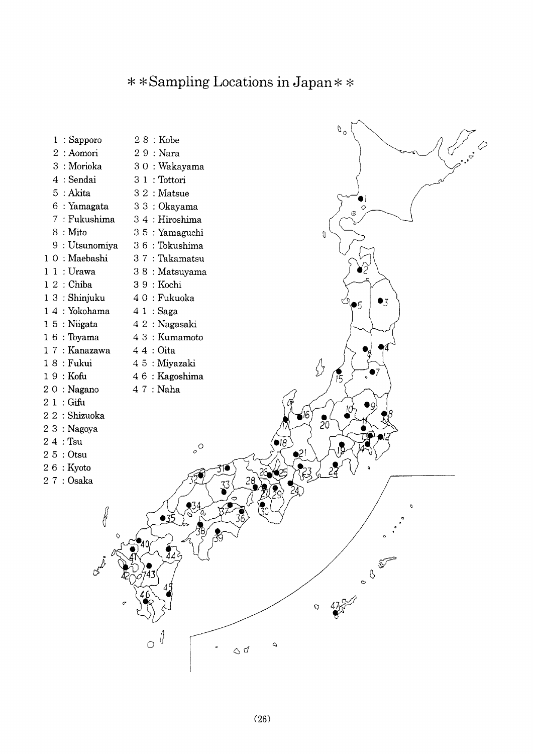# **Sampling Locations in Japan**

1 : Sapporo
2 : Aomori
3 : Morioka
4 : Sendai
5 : Akita
6 : Yamagata
7 : Fukushima
8 : Mito
9 : Utsunomiya
10 : Maebashi
11 : Urawa
12 : Chiba
13 : Shinjuku
14 : Yokohama
15 : Niigata
16 : Toyama
17 : Kanazawa
18 : Fukui
19 : Kofu
20 : Nagano
21 : Gifu
22 : Shizuoka
23 : Nagoya
24 : Tsu
25 : Otsu
26 : Kyoto
27 : Osaka
28 : Kobe
29 : Nara
30 : Wakayama
31 : Tottori
32 : Matsue
33 : Okayama
34 : Hiroshima
35 : Yamaguchi
36 : Tokushima
37 : Takamatsu
38 : Matsuyama
39 : Kochi
40 : Fukuoka
41 : Saga
42 : Nagasaki
43 : Kumamoto
44 : Oita
45 : Miyazaki
46 : Kagoshima
47 : Naha